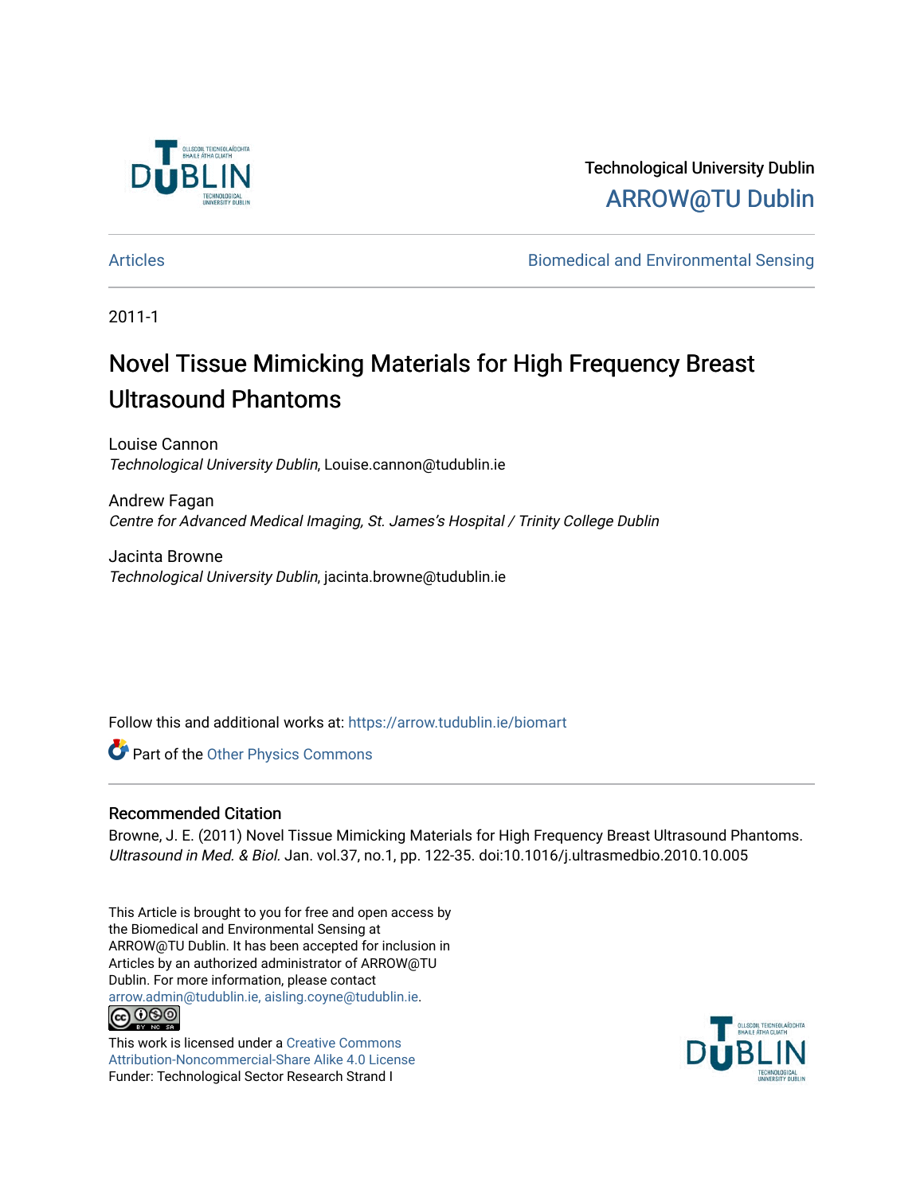Technological University Dublin

ARROW@TU Dublin

Articles | Biomedical and Environmental Sensing

2011-1

# Novel Tissue Mimicking Materials for High Frequency Breast Ultrasound Phantoms

Louise Cannon
*Technological University Dublin*, Louise.cannon@tudublin.ie

Andrew Fagan
*Centre for Advanced Medical Imaging, St. James's Hospital / Trinity College Dublin*

Jacinta Browne
*Technological University Dublin*, jacinta.browne@tudublin.ie

Follow this and additional works at: https://arrow.tudublin.ie/biomart

Part of the Other Physics Commons

## Recommended Citation

Browne, J. E. (2011) Novel Tissue Mimicking Materials for High Frequency Breast Ultrasound Phantoms. *Ultrasound in Med. & Biol.* Jan. vol.37, no.1, pp. 122-35. doi:10.1016/j.ultrasmedbio.2010.10.005

This Article is brought to you for free and open access by the Biomedical and Environmental Sensing at ARROW@TU Dublin. It has been accepted for inclusion in Articles by an authorized administrator of ARROW@TU Dublin. For more information, please contact arrow.admin@tudublin.ie, aisling.coyne@tudublin.ie.

This work is licensed under a Creative Commons Attribution-Noncommercial-Share Alike 4.0 License

Funder: Technological Sector Research Strand I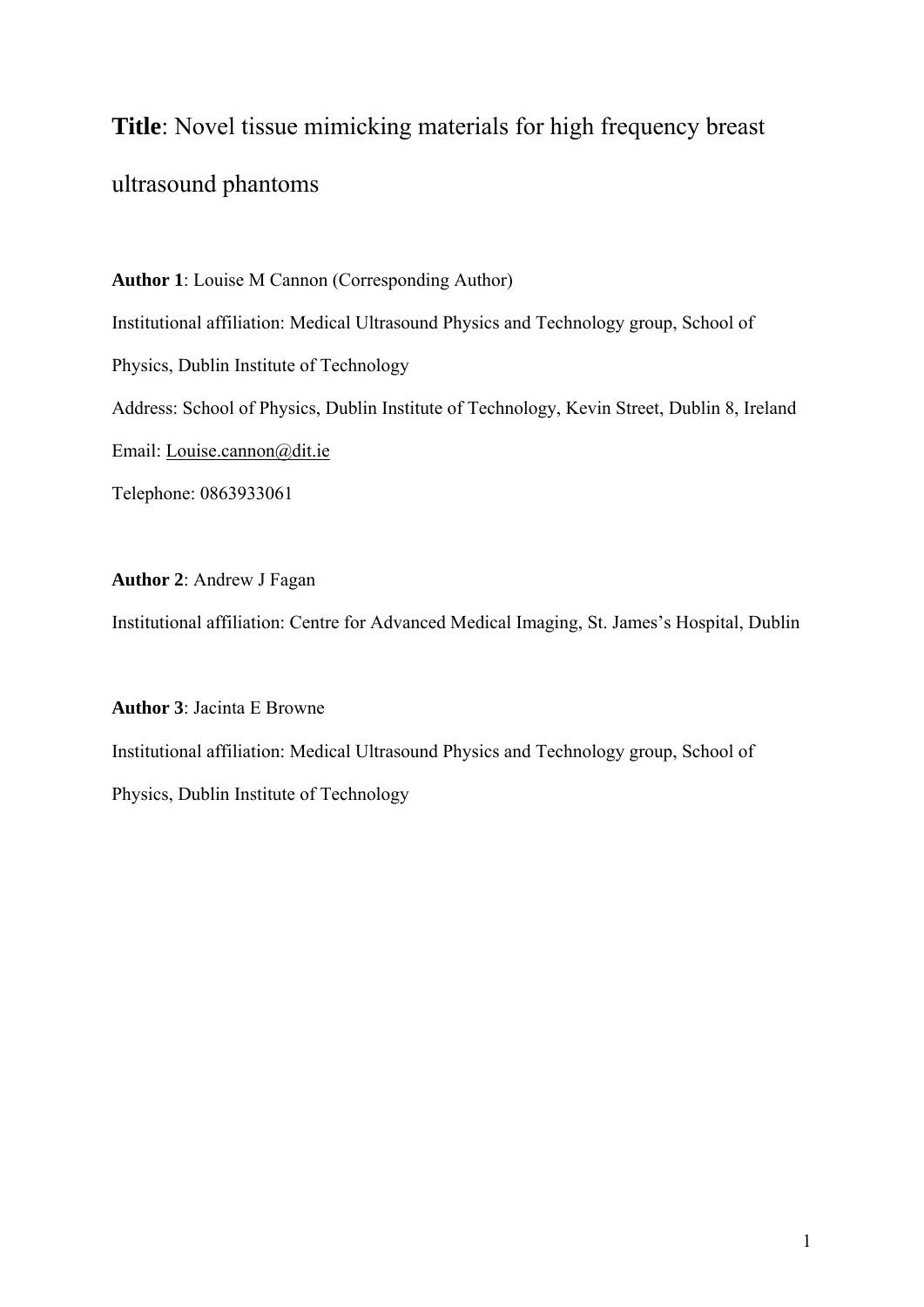**Title**: Novel tissue mimicking materials for high frequency breast ultrasound phantoms

**Author 1**: Louise M Cannon (Corresponding Author)

Institutional affiliation: Medical Ultrasound Physics and Technology group, School of Physics, Dublin Institute of Technology

Address: School of Physics, Dublin Institute of Technology, Kevin Street, Dublin 8, Ireland

Email: Louise.cannon@dit.ie

Telephone: 0863933061

**Author 2**: Andrew J Fagan

Institutional affiliation: Centre for Advanced Medical Imaging, St. James's Hospital, Dublin

**Author 3**: Jacinta E Browne

Institutional affiliation: Medical Ultrasound Physics and Technology group, School of Physics, Dublin Institute of Technology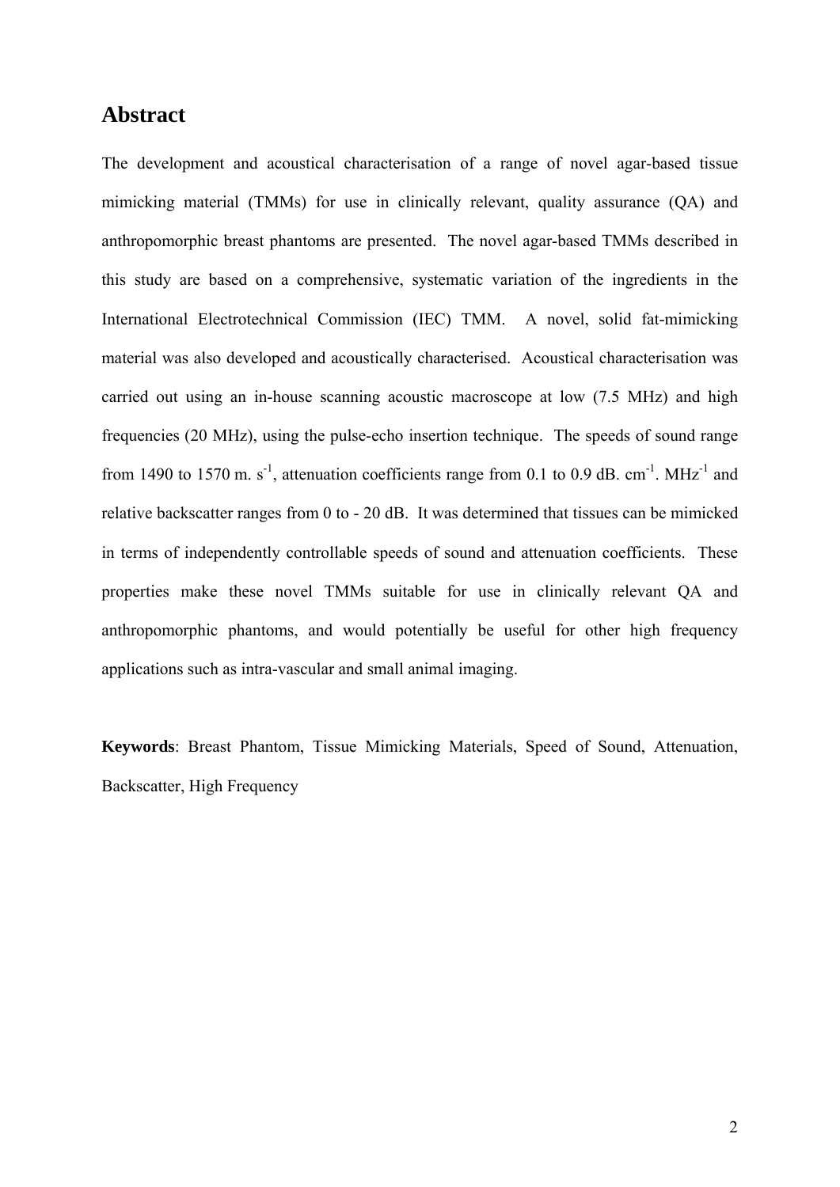# Abstract

The development and acoustical characterisation of a range of novel agar-based tissue mimicking material (TMMs) for use in clinically relevant, quality assurance (QA) and anthropomorphic breast phantoms are presented. The novel agar-based TMMs described in this study are based on a comprehensive, systematic variation of the ingredients in the International Electrotechnical Commission (IEC) TMM. A novel, solid fat-mimicking material was also developed and acoustically characterised. Acoustical characterisation was carried out using an in-house scanning acoustic macroscope at low (7.5 MHz) and high frequencies (20 MHz), using the pulse-echo insertion technique. The speeds of sound range from 1490 to 1570 m. $s^{-1}$, attenuation coefficients range from 0.1 to 0.9 dB. $cm^{-1}$. $MHz^{-1}$ and relative backscatter ranges from 0 to - 20 dB. It was determined that tissues can be mimicked in terms of independently controllable speeds of sound and attenuation coefficients. These properties make these novel TMMs suitable for use in clinically relevant QA and anthropomorphic phantoms, and would potentially be useful for other high frequency applications such as intra-vascular and small animal imaging.

**Keywords**: Breast Phantom, Tissue Mimicking Materials, Speed of Sound, Attenuation, Backscatter, High Frequency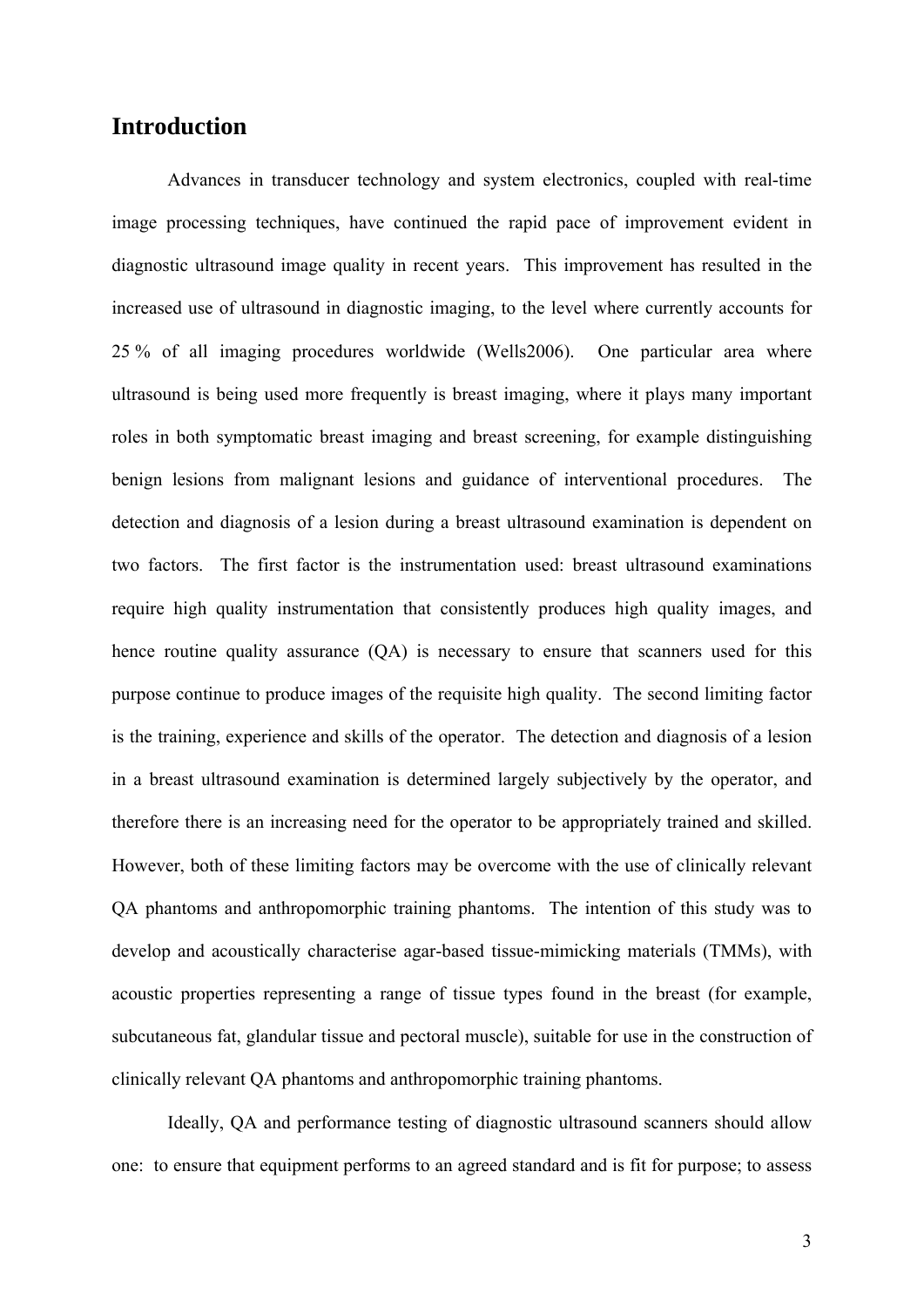## Introduction

Advances in transducer technology and system electronics, coupled with real-time image processing techniques, have continued the rapid pace of improvement evident in diagnostic ultrasound image quality in recent years. This improvement has resulted in the increased use of ultrasound in diagnostic imaging, to the level where currently accounts for 25 % of all imaging procedures worldwide (Wells2006). One particular area where ultrasound is being used more frequently is breast imaging, where it plays many important roles in both symptomatic breast imaging and breast screening, for example distinguishing benign lesions from malignant lesions and guidance of interventional procedures. The detection and diagnosis of a lesion during a breast ultrasound examination is dependent on two factors. The first factor is the instrumentation used: breast ultrasound examinations require high quality instrumentation that consistently produces high quality images, and hence routine quality assurance (QA) is necessary to ensure that scanners used for this purpose continue to produce images of the requisite high quality. The second limiting factor is the training, experience and skills of the operator. The detection and diagnosis of a lesion in a breast ultrasound examination is determined largely subjectively by the operator, and therefore there is an increasing need for the operator to be appropriately trained and skilled. However, both of these limiting factors may be overcome with the use of clinically relevant QA phantoms and anthropomorphic training phantoms. The intention of this study was to develop and acoustically characterise agar-based tissue-mimicking materials (TMMs), with acoustic properties representing a range of tissue types found in the breast (for example, subcutaneous fat, glandular tissue and pectoral muscle), suitable for use in the construction of clinically relevant QA phantoms and anthropomorphic training phantoms.

Ideally, QA and performance testing of diagnostic ultrasound scanners should allow one: to ensure that equipment performs to an agreed standard and is fit for purpose; to assess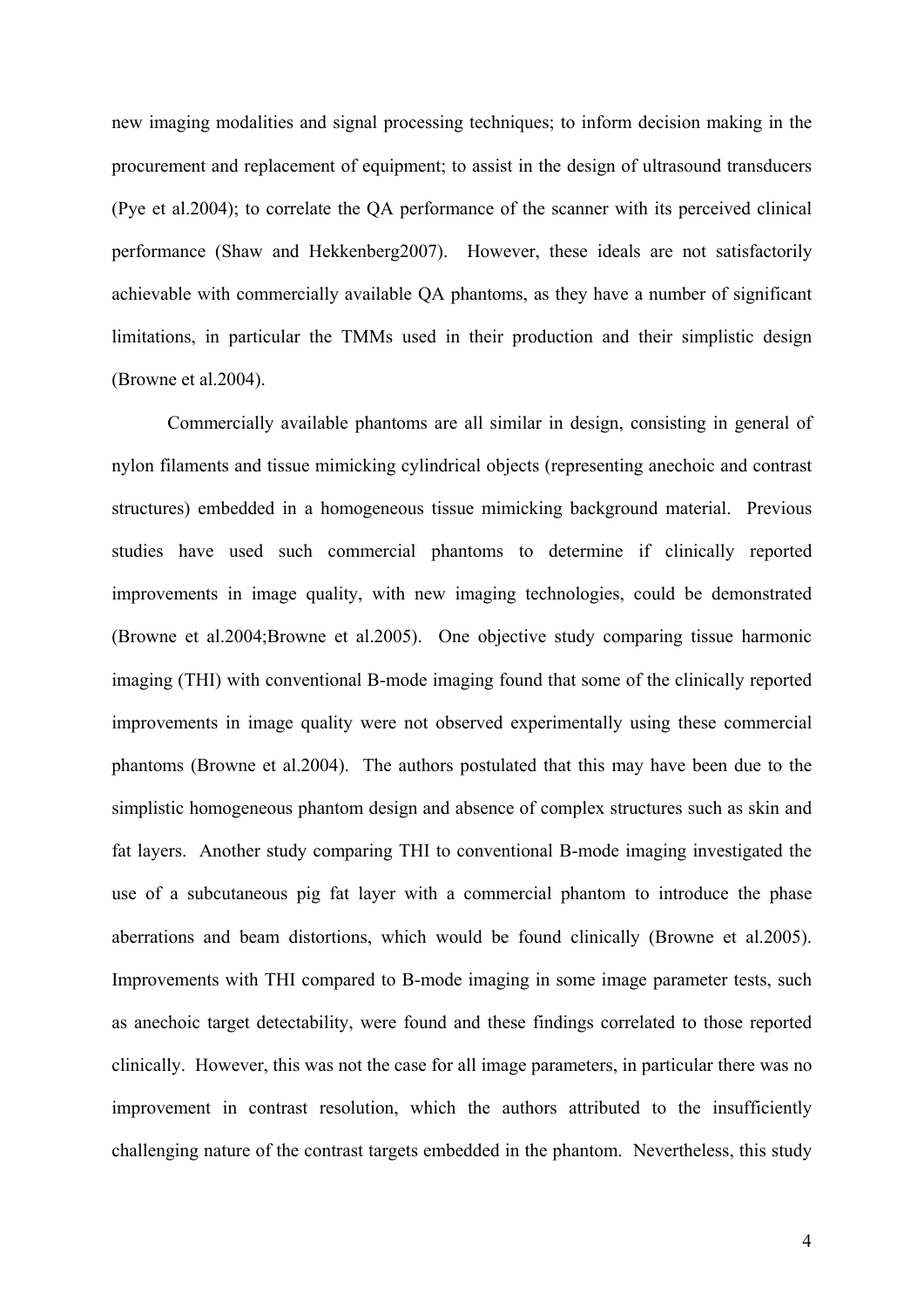new imaging modalities and signal processing techniques; to inform decision making in the procurement and replacement of equipment; to assist in the design of ultrasound transducers (Pye et al.2004); to correlate the QA performance of the scanner with its perceived clinical performance (Shaw and Hekkenberg2007). However, these ideals are not satisfactorily achievable with commercially available QA phantoms, as they have a number of significant limitations, in particular the TMMs used in their production and their simplistic design (Browne et al.2004).

Commercially available phantoms are all similar in design, consisting in general of nylon filaments and tissue mimicking cylindrical objects (representing anechoic and contrast structures) embedded in a homogeneous tissue mimicking background material. Previous studies have used such commercial phantoms to determine if clinically reported improvements in image quality, with new imaging technologies, could be demonstrated (Browne et al.2004;Browne et al.2005). One objective study comparing tissue harmonic imaging (THI) with conventional B-mode imaging found that some of the clinically reported improvements in image quality were not observed experimentally using these commercial phantoms (Browne et al.2004). The authors postulated that this may have been due to the simplistic homogeneous phantom design and absence of complex structures such as skin and fat layers. Another study comparing THI to conventional B-mode imaging investigated the use of a subcutaneous pig fat layer with a commercial phantom to introduce the phase aberrations and beam distortions, which would be found clinically (Browne et al.2005). Improvements with THI compared to B-mode imaging in some image parameter tests, such as anechoic target detectability, were found and these findings correlated to those reported clinically. However, this was not the case for all image parameters, in particular there was no improvement in contrast resolution, which the authors attributed to the insufficiently challenging nature of the contrast targets embedded in the phantom. Nevertheless, this study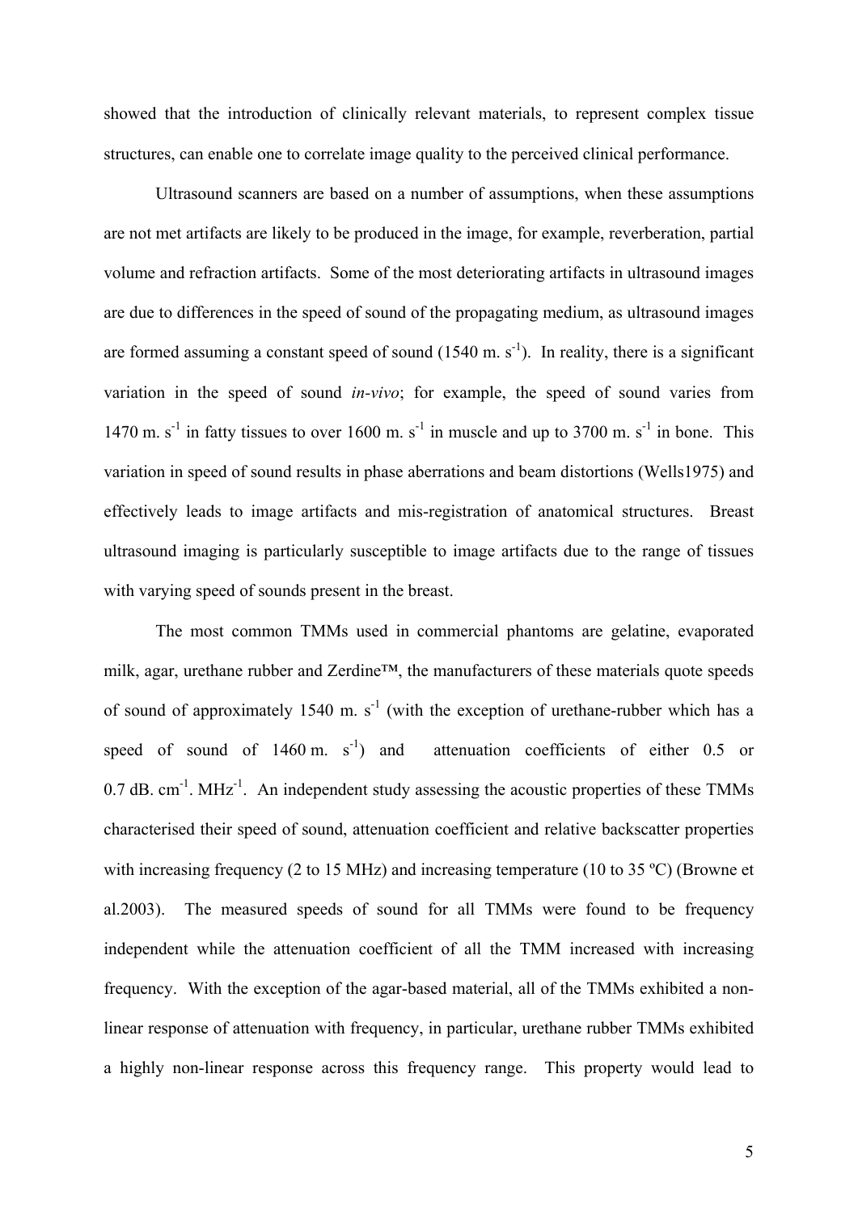showed that the introduction of clinically relevant materials, to represent complex tissue structures, can enable one to correlate image quality to the perceived clinical performance.

Ultrasound scanners are based on a number of assumptions, when these assumptions are not met artifacts are likely to be produced in the image, for example, reverberation, partial volume and refraction artifacts. Some of the most deteriorating artifacts in ultrasound images are due to differences in the speed of sound of the propagating medium, as ultrasound images are formed assuming a constant speed of sound (1540 m. $s^{-1}$). In reality, there is a significant variation in the speed of sound *in-vivo*; for example, the speed of sound varies from 1470 m. $s^{-1}$ in fatty tissues to over 1600 m. $s^{-1}$ in muscle and up to 3700 m. $s^{-1}$ in bone. This variation in speed of sound results in phase aberrations and beam distortions (Wells1975) and effectively leads to image artifacts and mis-registration of anatomical structures. Breast ultrasound imaging is particularly susceptible to image artifacts due to the range of tissues with varying speed of sounds present in the breast.

The most common TMMs used in commercial phantoms are gelatine, evaporated milk, agar, urethane rubber and Zerdine™, the manufacturers of these materials quote speeds of sound of approximately 1540 m. $s^{-1}$ (with the exception of urethane-rubber which has a speed of sound of 1460 m. $s^{-1}$) and attenuation coefficients of either 0.5 or 0.7 dB. $cm^{-1}$. $MHz^{-1}$. An independent study assessing the acoustic properties of these TMMs characterised their speed of sound, attenuation coefficient and relative backscatter properties with increasing frequency (2 to 15 MHz) and increasing temperature (10 to 35 ºC) (Browne et al.2003). The measured speeds of sound for all TMMs were found to be frequency independent while the attenuation coefficient of all the TMM increased with increasing frequency. With the exception of the agar-based material, all of the TMMs exhibited a non-linear response of attenuation with frequency, in particular, urethane rubber TMMs exhibited a highly non-linear response across this frequency range. This property would lead to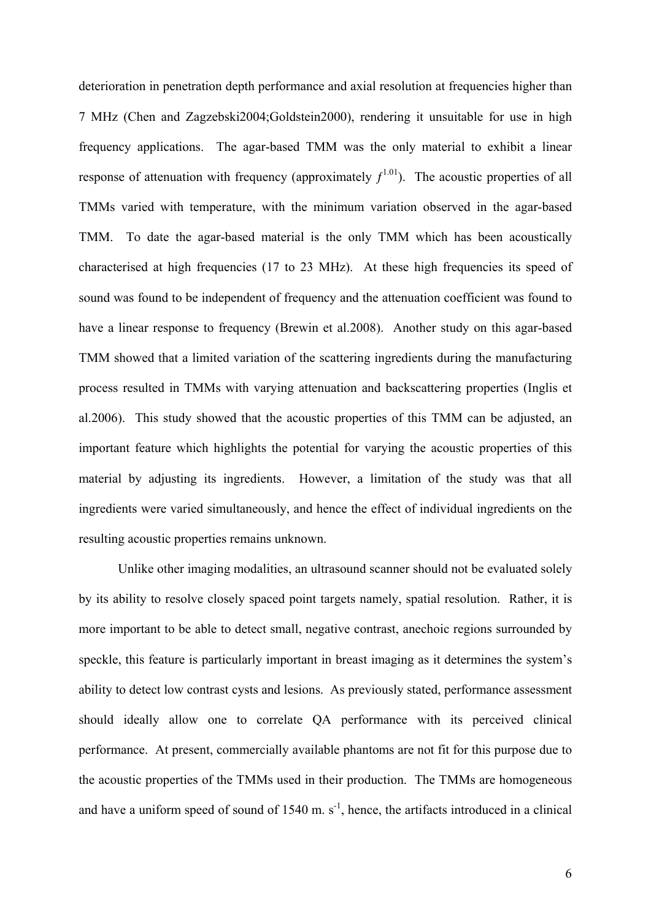deterioration in penetration depth performance and axial resolution at frequencies higher than 7 MHz (Chen and Zagzebski2004;Goldstein2000), rendering it unsuitable for use in high frequency applications. The agar-based TMM was the only material to exhibit a linear response of attenuation with frequency (approximately $f^{1.01}$). The acoustic properties of all TMMs varied with temperature, with the minimum variation observed in the agar-based TMM. To date the agar-based material is the only TMM which has been acoustically characterised at high frequencies (17 to 23 MHz). At these high frequencies its speed of sound was found to be independent of frequency and the attenuation coefficient was found to have a linear response to frequency (Brewin et al.2008). Another study on this agar-based TMM showed that a limited variation of the scattering ingredients during the manufacturing process resulted in TMMs with varying attenuation and backscattering properties (Inglis et al.2006). This study showed that the acoustic properties of this TMM can be adjusted, an important feature which highlights the potential for varying the acoustic properties of this material by adjusting its ingredients. However, a limitation of the study was that all ingredients were varied simultaneously, and hence the effect of individual ingredients on the resulting acoustic properties remains unknown.

Unlike other imaging modalities, an ultrasound scanner should not be evaluated solely by its ability to resolve closely spaced point targets namely, spatial resolution. Rather, it is more important to be able to detect small, negative contrast, anechoic regions surrounded by speckle, this feature is particularly important in breast imaging as it determines the system's ability to detect low contrast cysts and lesions. As previously stated, performance assessment should ideally allow one to correlate QA performance with its perceived clinical performance. At present, commercially available phantoms are not fit for this purpose due to the acoustic properties of the TMMs used in their production. The TMMs are homogeneous and have a uniform speed of sound of 1540 m. $s^{-1}$, hence, the artifacts introduced in a clinical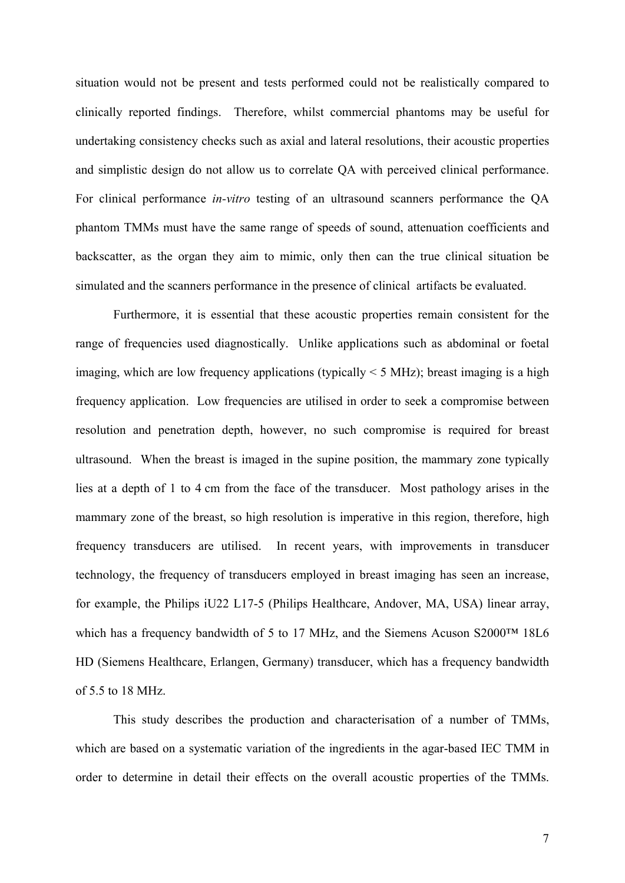situation would not be present and tests performed could not be realistically compared to clinically reported findings. Therefore, whilst commercial phantoms may be useful for undertaking consistency checks such as axial and lateral resolutions, their acoustic properties and simplistic design do not allow us to correlate QA with perceived clinical performance. For clinical performance *in-vitro* testing of an ultrasound scanners performance the QA phantom TMMs must have the same range of speeds of sound, attenuation coefficients and backscatter, as the organ they aim to mimic, only then can the true clinical situation be simulated and the scanners performance in the presence of clinical artifacts be evaluated.

Furthermore, it is essential that these acoustic properties remain consistent for the range of frequencies used diagnostically. Unlike applications such as abdominal or foetal imaging, which are low frequency applications (typically < 5 MHz); breast imaging is a high frequency application. Low frequencies are utilised in order to seek a compromise between resolution and penetration depth, however, no such compromise is required for breast ultrasound. When the breast is imaged in the supine position, the mammary zone typically lies at a depth of 1 to 4 cm from the face of the transducer. Most pathology arises in the mammary zone of the breast, so high resolution is imperative in this region, therefore, high frequency transducers are utilised. In recent years, with improvements in transducer technology, the frequency of transducers employed in breast imaging has seen an increase, for example, the Philips iU22 L17-5 (Philips Healthcare, Andover, MA, USA) linear array, which has a frequency bandwidth of 5 to 17 MHz, and the Siemens Acuson S2000™ 18L6 HD (Siemens Healthcare, Erlangen, Germany) transducer, which has a frequency bandwidth of 5.5 to 18 MHz.

This study describes the production and characterisation of a number of TMMs, which are based on a systematic variation of the ingredients in the agar-based IEC TMM in order to determine in detail their effects on the overall acoustic properties of the TMMs.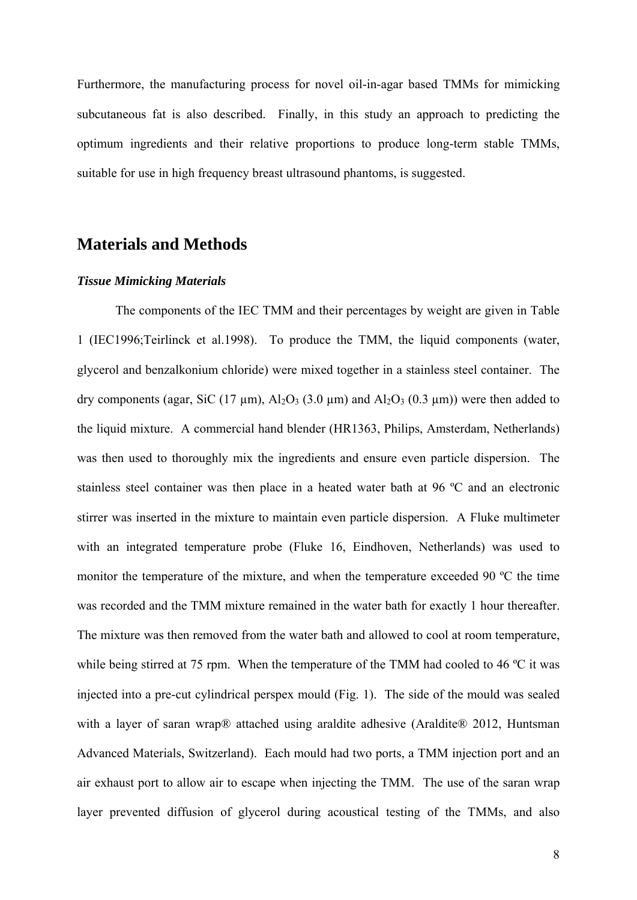Furthermore, the manufacturing process for novel oil-in-agar based TMMs for mimicking subcutaneous fat is also described. Finally, in this study an approach to predicting the optimum ingredients and their relative proportions to produce long-term stable TMMs, suitable for use in high frequency breast ultrasound phantoms, is suggested.

## Materials and Methods

### *Tissue Mimicking Materials*

The components of the IEC TMM and their percentages by weight are given in Table 1 (IEC1996;Teirlinck et al.1998). To produce the TMM, the liquid components (water, glycerol and benzalkonium chloride) were mixed together in a stainless steel container. The dry components (agar, SiC (17 µm), $Al_2O_3$ (3.0 µm) and $Al_2O_3$ (0.3 µm)) were then added to the liquid mixture. A commercial hand blender (HR1363, Philips, Amsterdam, Netherlands) was then used to thoroughly mix the ingredients and ensure even particle dispersion. The stainless steel container was then place in a heated water bath at 96 ºC and an electronic stirrer was inserted in the mixture to maintain even particle dispersion. A Fluke multimeter with an integrated temperature probe (Fluke 16, Eindhoven, Netherlands) was used to monitor the temperature of the mixture, and when the temperature exceeded 90 ºC the time was recorded and the TMM mixture remained in the water bath for exactly 1 hour thereafter. The mixture was then removed from the water bath and allowed to cool at room temperature, while being stirred at 75 rpm. When the temperature of the TMM had cooled to 46 ºC it was injected into a pre-cut cylindrical perspex mould (Fig. 1). The side of the mould was sealed with a layer of saran wrap® attached using araldite adhesive (Araldite® 2012, Huntsman Advanced Materials, Switzerland). Each mould had two ports, a TMM injection port and an air exhaust port to allow air to escape when injecting the TMM. The use of the saran wrap layer prevented diffusion of glycerol during acoustical testing of the TMMs, and also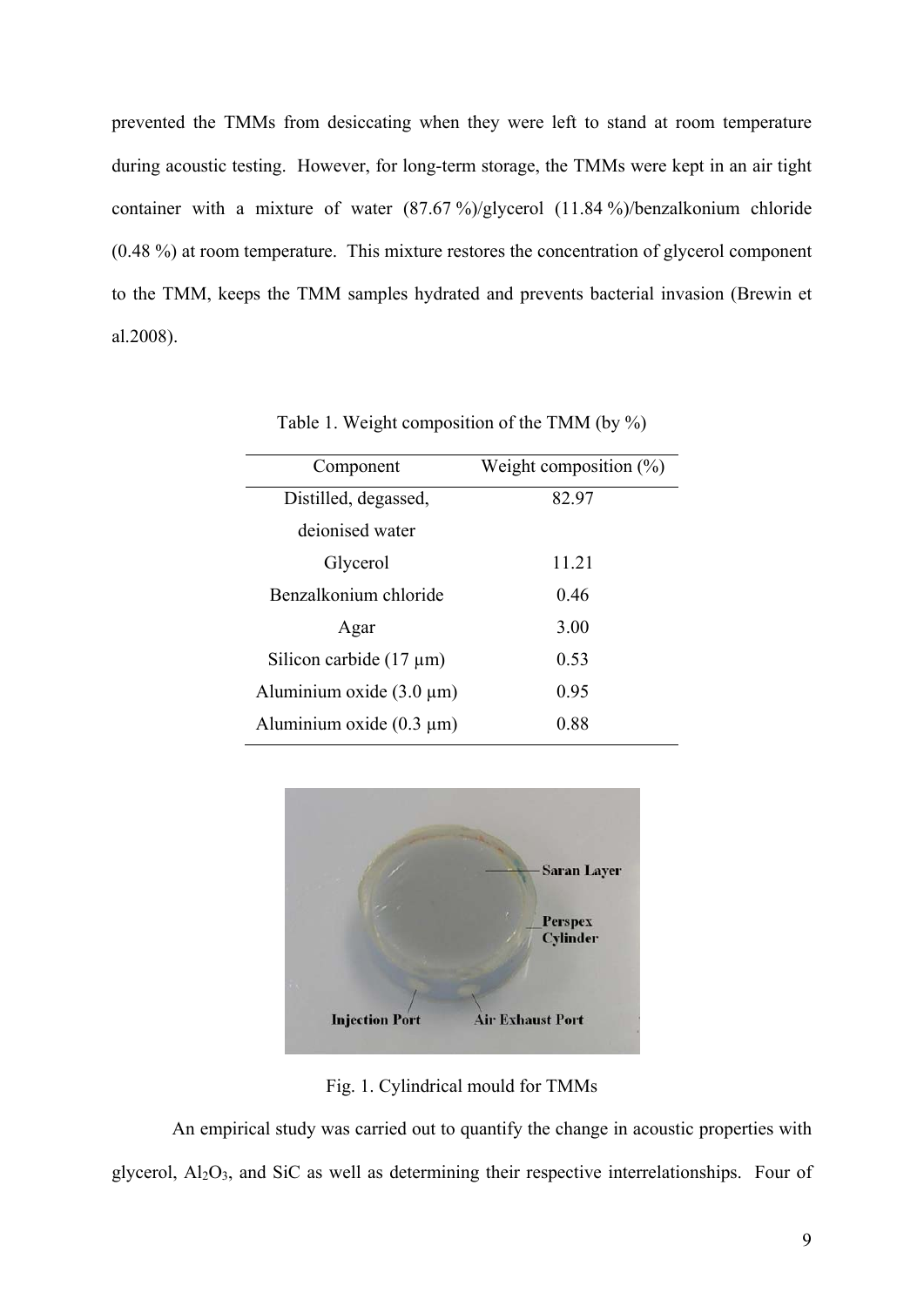prevented the TMMs from desiccating when they were left to stand at room temperature during acoustic testing. However, for long-term storage, the TMMs were kept in an air tight container with a mixture of water (87.67 %)/glycerol (11.84 %)/benzalkonium chloride (0.48 %) at room temperature. This mixture restores the concentration of glycerol component to the TMM, keeps the TMM samples hydrated and prevents bacterial invasion (Brewin et al.2008).

Table 1. Weight composition of the TMM (by %)

| Component | Weight composition (%) |
|---|---|
| Distilled, degassed, deionised water | 82.97 |
| Glycerol | 11.21 |
| Benzalkonium chloride | 0.46 |
| Agar | 3.00 |
| Silicon carbide (17 μm) | 0.53 |
| Aluminium oxide (3.0 μm) | 0.95 |
| Aluminium oxide (0.3 μm) | 0.88 |

Fig. 1. Cylindrical mould for TMMs

An empirical study was carried out to quantify the change in acoustic properties with glycerol, $Al_2O_3$, and SiC as well as determining their respective interrelationships. Four of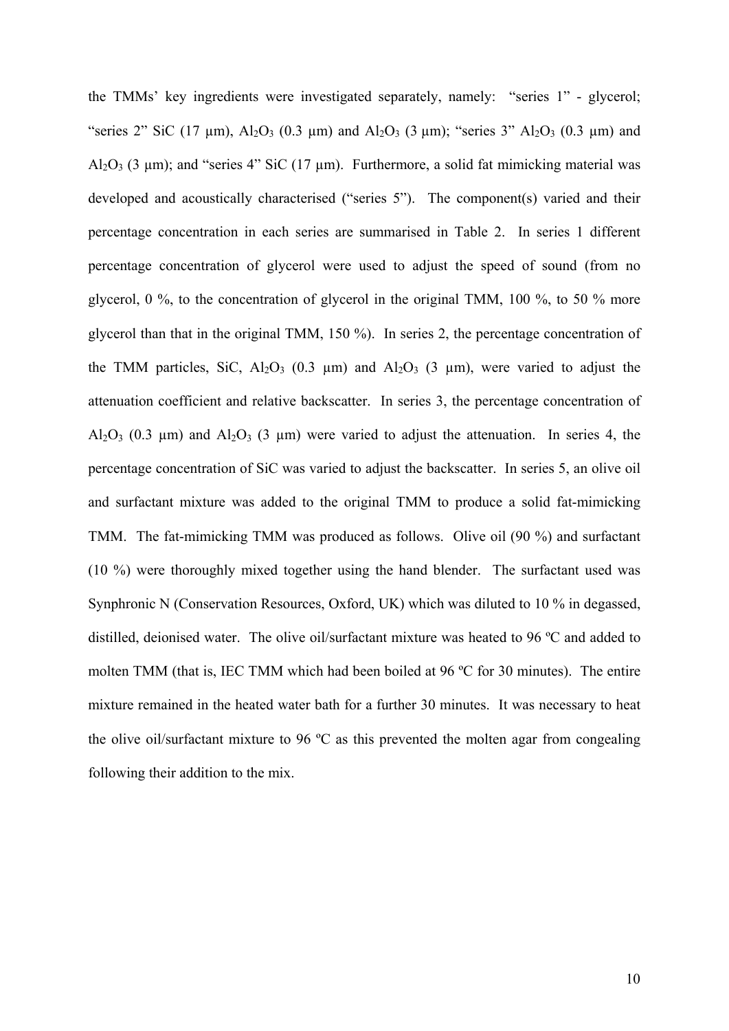the TMMs' key ingredients were investigated separately, namely: "series 1" - glycerol; "series 2" SiC (17 µm), $Al_2O_3$ (0.3 µm) and $Al_2O_3$ (3 µm); "series 3" $Al_2O_3$ (0.3 µm) and $Al_2O_3$ (3 µm); and "series 4" SiC (17 µm). Furthermore, a solid fat mimicking material was developed and acoustically characterised ("series 5"). The component(s) varied and their percentage concentration in each series are summarised in Table 2. In series 1 different percentage concentration of glycerol were used to adjust the speed of sound (from no glycerol, 0 %, to the concentration of glycerol in the original TMM, 100 %, to 50 % more glycerol than that in the original TMM, 150 %). In series 2, the percentage concentration of the TMM particles, SiC, $Al_2O_3$ (0.3 µm) and $Al_2O_3$ (3 µm), were varied to adjust the attenuation coefficient and relative backscatter. In series 3, the percentage concentration of $Al_2O_3$ (0.3 µm) and $Al_2O_3$ (3 µm) were varied to adjust the attenuation. In series 4, the percentage concentration of SiC was varied to adjust the backscatter. In series 5, an olive oil and surfactant mixture was added to the original TMM to produce a solid fat-mimicking TMM. The fat-mimicking TMM was produced as follows. Olive oil (90 %) and surfactant (10 %) were thoroughly mixed together using the hand blender. The surfactant used was Synphronic N (Conservation Resources, Oxford, UK) which was diluted to 10 % in degassed, distilled, deionised water. The olive oil/surfactant mixture was heated to 96 ºC and added to molten TMM (that is, IEC TMM which had been boiled at 96 ºC for 30 minutes). The entire mixture remained in the heated water bath for a further 30 minutes. It was necessary to heat the olive oil/surfactant mixture to 96 ºC as this prevented the molten agar from congealing following their addition to the mix.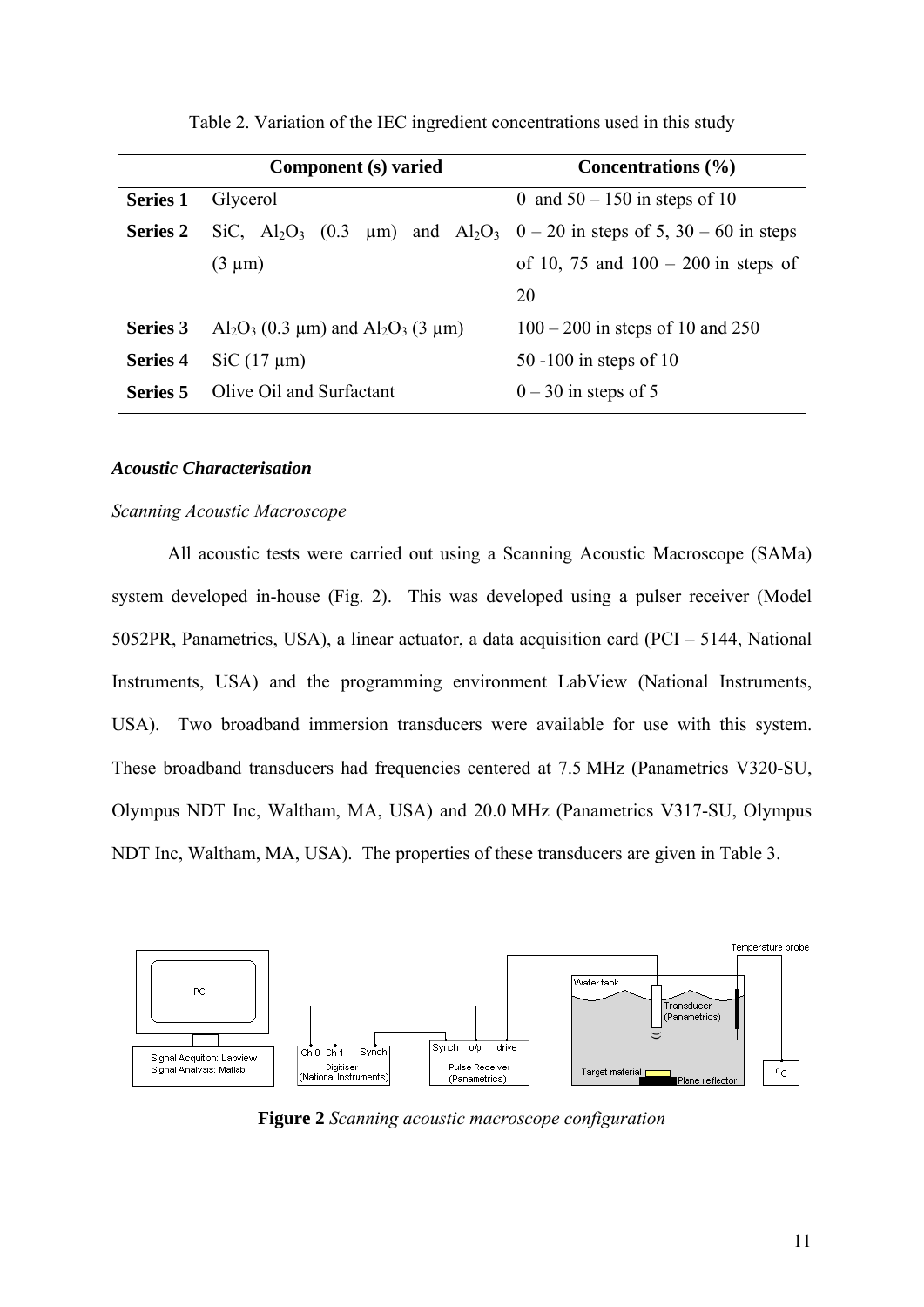Table 2. Variation of the IEC ingredient concentrations used in this study

| | Component (s) varied | Concentrations (%) |
|---|---|---|
| **Series 1** | Glycerol | 0 and 50 – 150 in steps of 10 |
| **Series 2** | SiC, $Al_2O_3$ (0.3 μm) and $Al_2O_3$ (3 μm) | 0 – 20 in steps of 5, 30 – 60 in steps of 10, 75 and 100 – 200 in steps of 20 |
| **Series 3** | $Al_2O_3$ (0.3 μm) and $Al_2O_3$ (3 μm) | 100 – 200 in steps of 10 and 250 |
| **Series 4** | SiC (17 μm) | 50 -100 in steps of 10 |
| **Series 5** | Olive Oil and Surfactant | 0 – 30 in steps of 5 |

### *Acoustic Characterisation*

*Scanning Acoustic Macroscope*

All acoustic tests were carried out using a Scanning Acoustic Macroscope (SAMa) system developed in-house (Fig. 2). This was developed using a pulser receiver (Model 5052PR, Panametrics, USA), a linear actuator, a data acquisition card (PCI – 5144, National Instruments, USA) and the programming environment LabView (National Instruments, USA). Two broadband immersion transducers were available for use with this system. These broadband transducers had frequencies centered at 7.5 MHz (Panametrics V320-SU, Olympus NDT Inc, Waltham, MA, USA) and 20.0 MHz (Panametrics V317-SU, Olympus NDT Inc, Waltham, MA, USA). The properties of these transducers are given in Table 3.

**Figure 2** *Scanning acoustic macroscope configuration*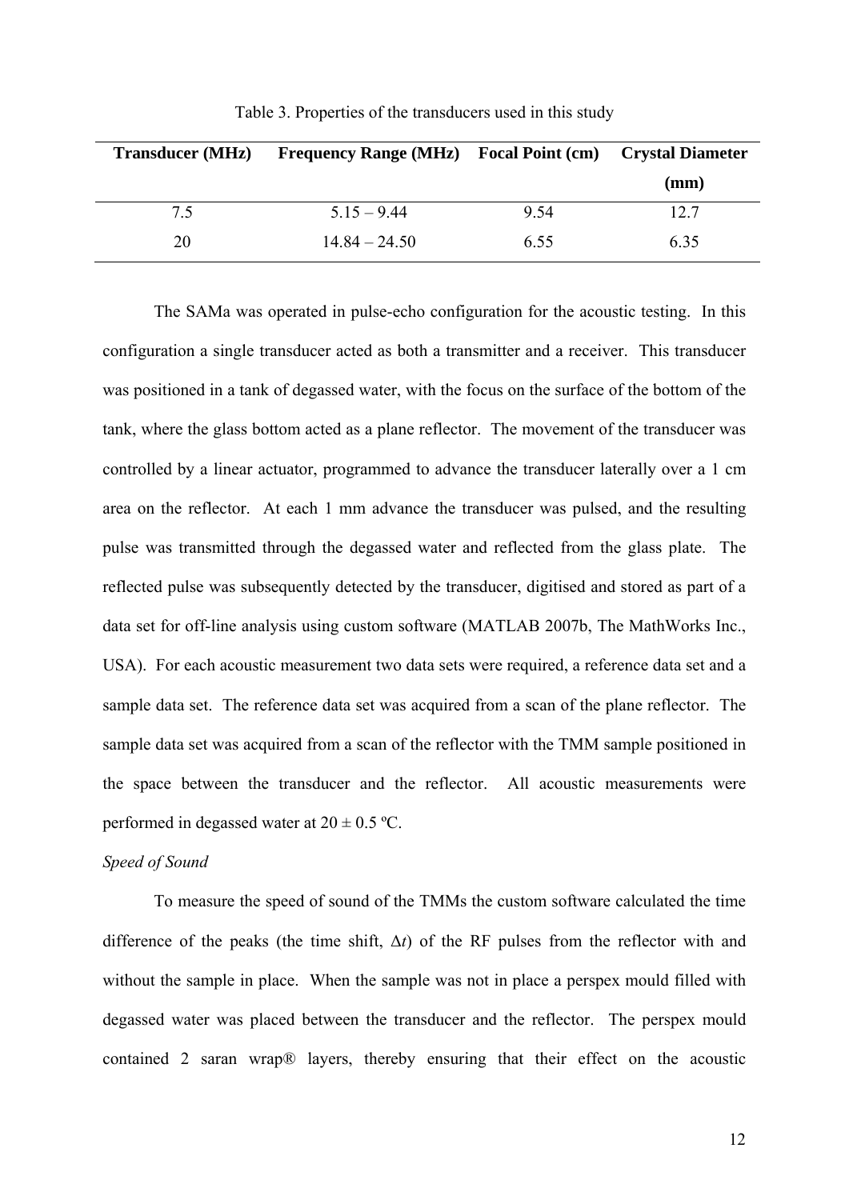Table 3. Properties of the transducers used in this study

| Transducer (MHz) | Frequency Range (MHz) | Focal Point (cm) | Crystal Diameter (mm) |
|---|---|---|---|
| 7.5 | 5.15 – 9.44 | 9.54 | 12.7 |
| 20 | 14.84 – 24.50 | 6.55 | 6.35 |

The SAMa was operated in pulse-echo configuration for the acoustic testing. In this configuration a single transducer acted as both a transmitter and a receiver. This transducer was positioned in a tank of degassed water, with the focus on the surface of the bottom of the tank, where the glass bottom acted as a plane reflector. The movement of the transducer was controlled by a linear actuator, programmed to advance the transducer laterally over a 1 cm area on the reflector. At each 1 mm advance the transducer was pulsed, and the resulting pulse was transmitted through the degassed water and reflected from the glass plate. The reflected pulse was subsequently detected by the transducer, digitised and stored as part of a data set for off-line analysis using custom software (MATLAB 2007b, The MathWorks Inc., USA). For each acoustic measurement two data sets were required, a reference data set and a sample data set. The reference data set was acquired from a scan of the plane reflector. The sample data set was acquired from a scan of the reflector with the TMM sample positioned in the space between the transducer and the reflector. All acoustic measurements were performed in degassed water at 20 ± 0.5 ºC.

*Speed of Sound*

To measure the speed of sound of the TMMs the custom software calculated the time difference of the peaks (the time shift, $\Delta t$) of the RF pulses from the reflector with and without the sample in place. When the sample was not in place a perspex mould filled with degassed water was placed between the transducer and the reflector. The perspex mould contained 2 saran wrap® layers, thereby ensuring that their effect on the acoustic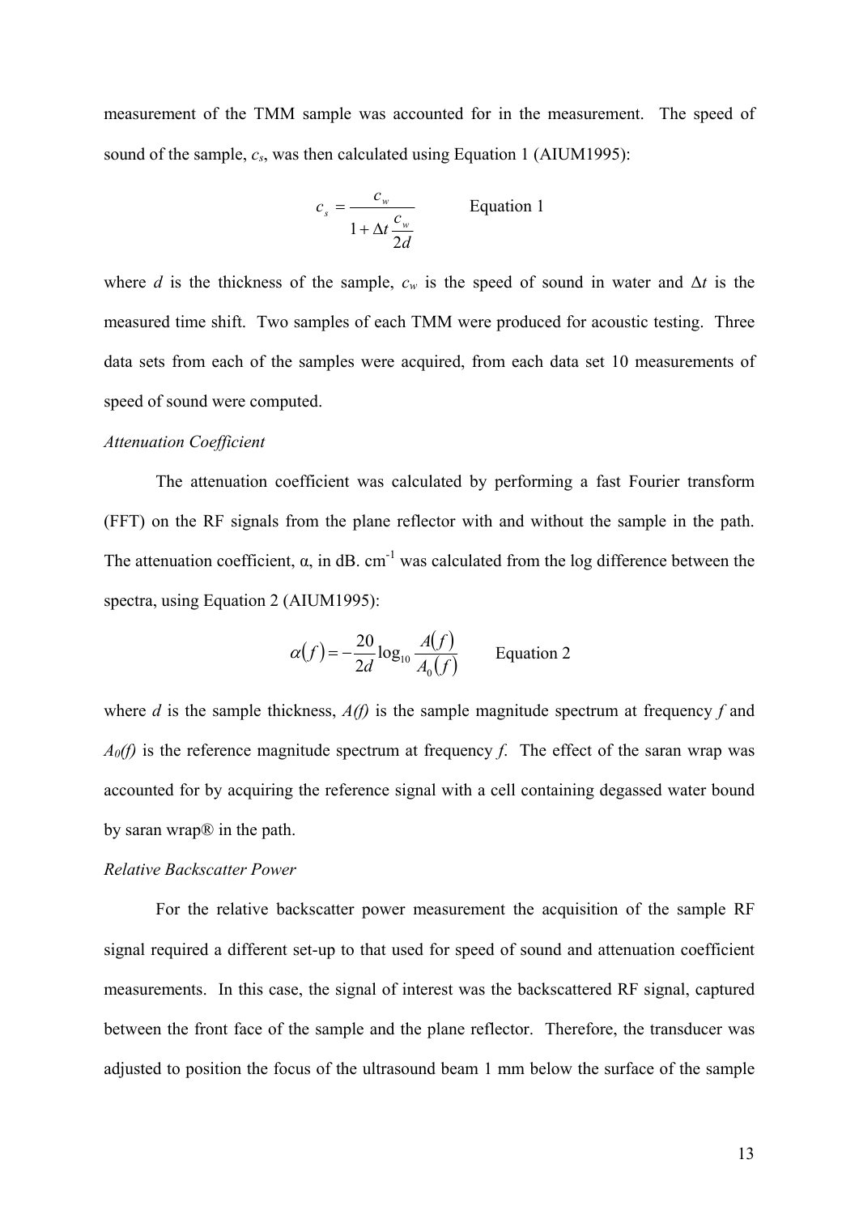measurement of the TMM sample was accounted for in the measurement. The speed of sound of the sample, $c_s$, was then calculated using Equation 1 (AIUM1995):

$$c_s = \frac{c_w}{1 + \Delta t \dfrac{c_w}{2d}} \qquad \text{Equation 1}$$

where $d$ is the thickness of the sample, $c_w$ is the speed of sound in water and $\Delta t$ is the measured time shift. Two samples of each TMM were produced for acoustic testing. Three data sets from each of the samples were acquired, from each data set 10 measurements of speed of sound were computed.

*Attenuation Coefficient*

The attenuation coefficient was calculated by performing a fast Fourier transform (FFT) on the RF signals from the plane reflector with and without the sample in the path. The attenuation coefficient, α, in dB. $\text{cm}^{-1}$ was calculated from the log difference between the spectra, using Equation 2 (AIUM1995):

$$\alpha(f) = -\frac{20}{2d}\log_{10}\frac{A(f)}{A_0(f)} \qquad \text{Equation 2}$$

where $d$ is the sample thickness, $A(f)$ is the sample magnitude spectrum at frequency $f$ and $A_0(f)$ is the reference magnitude spectrum at frequency $f$. The effect of the saran wrap was accounted for by acquiring the reference signal with a cell containing degassed water bound by saran wrap® in the path.

*Relative Backscatter Power*

For the relative backscatter power measurement the acquisition of the sample RF signal required a different set-up to that used for speed of sound and attenuation coefficient measurements. In this case, the signal of interest was the backscattered RF signal, captured between the front face of the sample and the plane reflector. Therefore, the transducer was adjusted to position the focus of the ultrasound beam 1 mm below the surface of the sample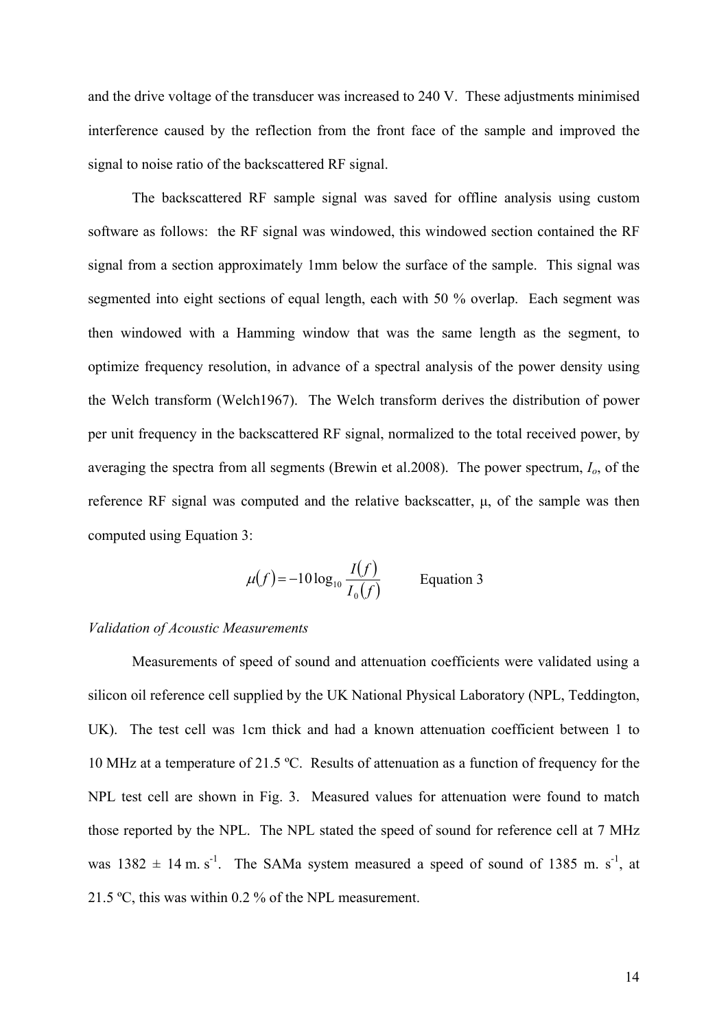and the drive voltage of the transducer was increased to 240 V. These adjustments minimised interference caused by the reflection from the front face of the sample and improved the signal to noise ratio of the backscattered RF signal.

The backscattered RF sample signal was saved for offline analysis using custom software as follows: the RF signal was windowed, this windowed section contained the RF signal from a section approximately 1mm below the surface of the sample. This signal was segmented into eight sections of equal length, each with 50 % overlap. Each segment was then windowed with a Hamming window that was the same length as the segment, to optimize frequency resolution, in advance of a spectral analysis of the power density using the Welch transform (Welch1967). The Welch transform derives the distribution of power per unit frequency in the backscattered RF signal, normalized to the total received power, by averaging the spectra from all segments (Brewin et al.2008). The power spectrum, $I_o$, of the reference RF signal was computed and the relative backscatter, $\mu$, of the sample was then computed using Equation 3:

$$\mu(f) = -10\log_{10}\frac{I(f)}{I_0(f)} \qquad \text{Equation 3}$$

*Validation of Acoustic Measurements*

Measurements of speed of sound and attenuation coefficients were validated using a silicon oil reference cell supplied by the UK National Physical Laboratory (NPL, Teddington, UK). The test cell was 1cm thick and had a known attenuation coefficient between 1 to 10 MHz at a temperature of 21.5 ºC. Results of attenuation as a function of frequency for the NPL test cell are shown in Fig. 3. Measured values for attenuation were found to match those reported by the NPL. The NPL stated the speed of sound for reference cell at 7 MHz was 1382 ± 14 m. s$^{-1}$. The SAMa system measured a speed of sound of 1385 m. s$^{-1}$, at 21.5 ºC, this was within 0.2 % of the NPL measurement.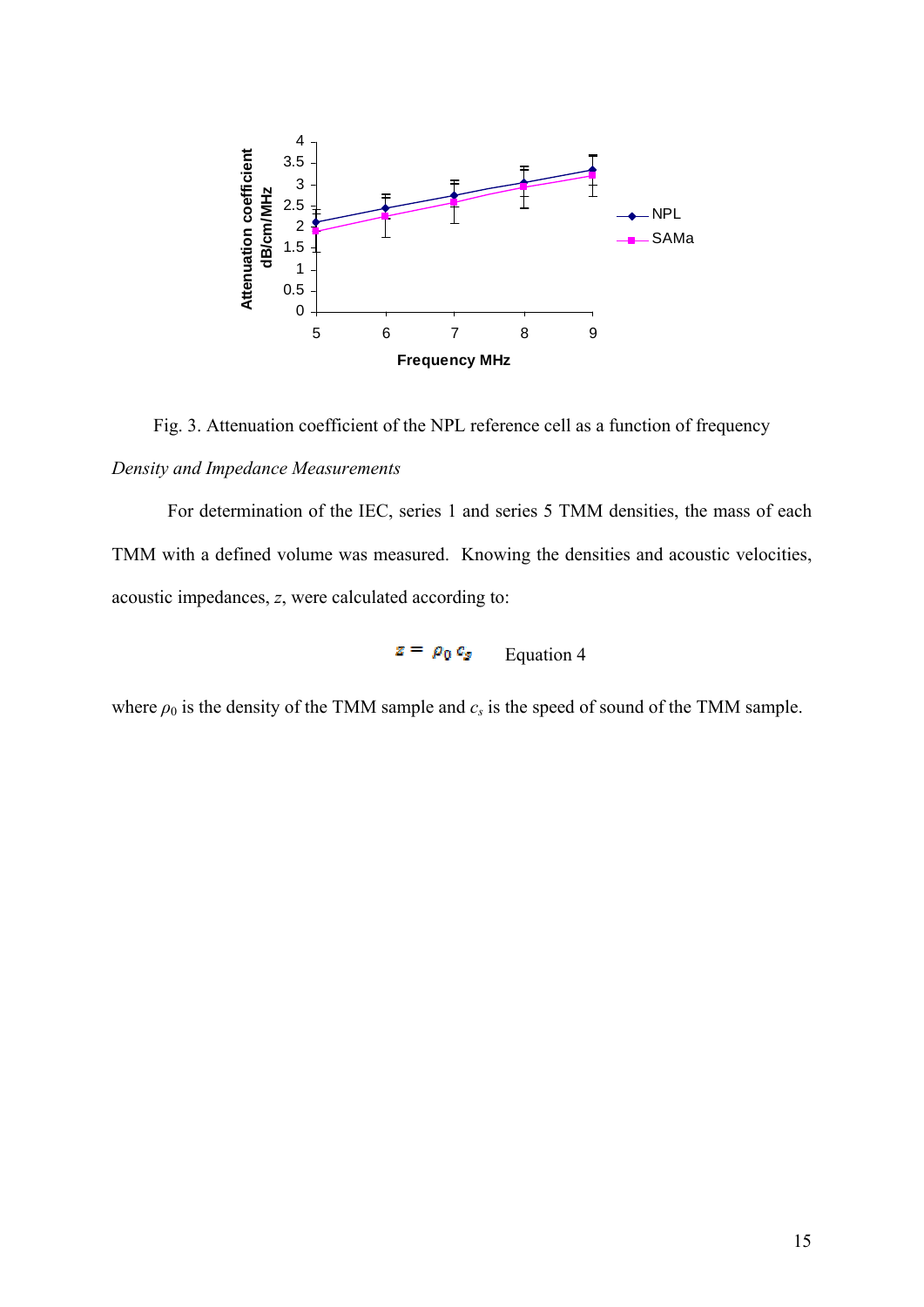Fig. 3. Attenuation coefficient of the NPL reference cell as a function of frequency

*Density and Impedance Measurements*

For determination of the IEC, series 1 and series 5 TMM densities, the mass of each TMM with a defined volume was measured. Knowing the densities and acoustic velocities, acoustic impedances, $z$, were calculated according to:

$$z = \rho_0 c_s \qquad \text{Equation 4}$$

where $\rho_0$ is the density of the TMM sample and $c_s$ is the speed of sound of the TMM sample.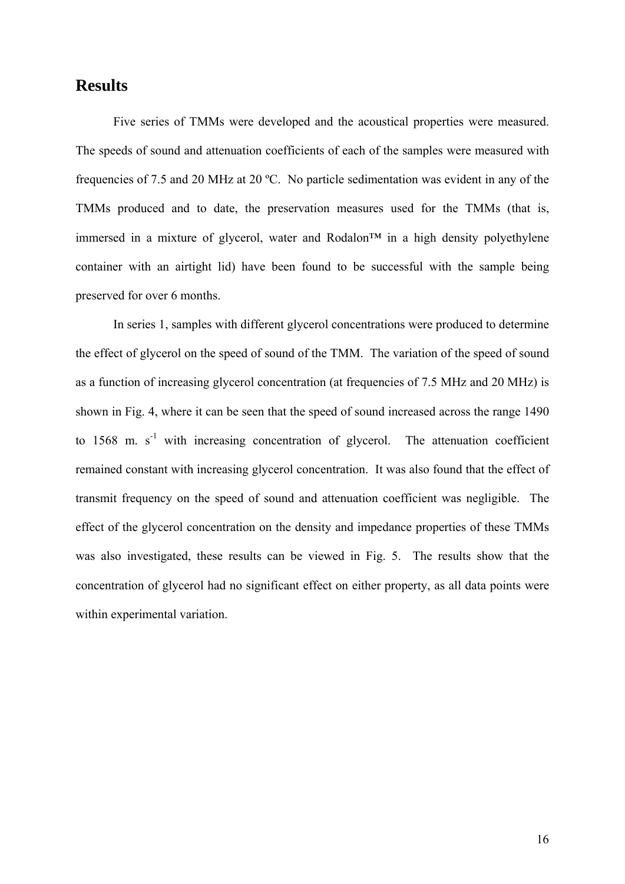# Results

Five series of TMMs were developed and the acoustical properties were measured. The speeds of sound and attenuation coefficients of each of the samples were measured with frequencies of 7.5 and 20 MHz at 20 ºC. No particle sedimentation was evident in any of the TMMs produced and to date, the preservation measures used for the TMMs (that is, immersed in a mixture of glycerol, water and Rodalon™ in a high density polyethylene container with an airtight lid) have been found to be successful with the sample being preserved for over 6 months.

In series 1, samples with different glycerol concentrations were produced to determine the effect of glycerol on the speed of sound of the TMM. The variation of the speed of sound as a function of increasing glycerol concentration (at frequencies of 7.5 MHz and 20 MHz) is shown in Fig. 4, where it can be seen that the speed of sound increased across the range 1490 to 1568 m. $s^{-1}$ with increasing concentration of glycerol. The attenuation coefficient remained constant with increasing glycerol concentration. It was also found that the effect of transmit frequency on the speed of sound and attenuation coefficient was negligible. The effect of the glycerol concentration on the density and impedance properties of these TMMs was also investigated, these results can be viewed in Fig. 5. The results show that the concentration of glycerol had no significant effect on either property, as all data points were within experimental variation.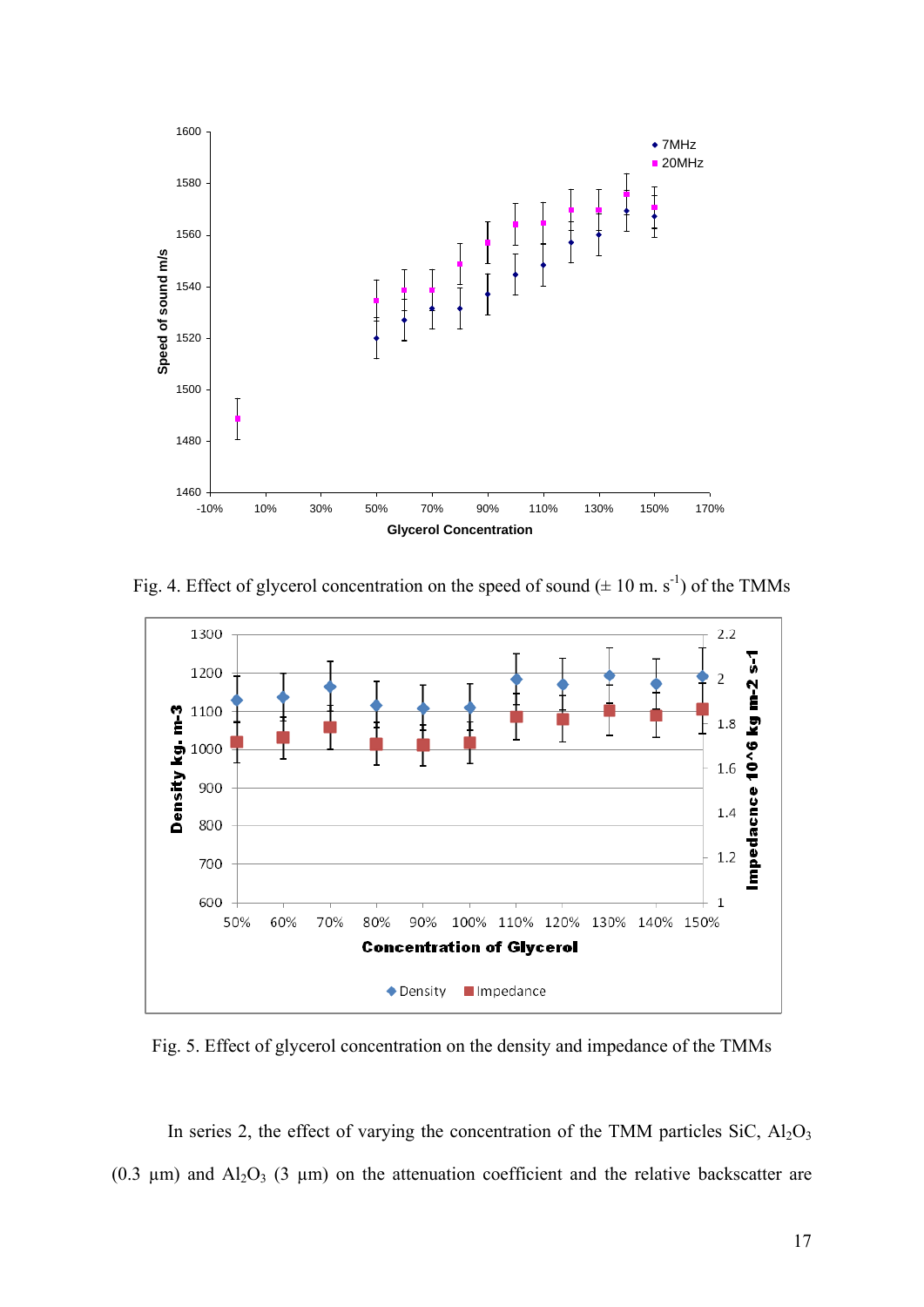Fig. 4. Effect of glycerol concentration on the speed of sound ($\pm$ 10 m. s$^{-1}$) of the TMMs

Fig. 5. Effect of glycerol concentration on the density and impedance of the TMMs

In series 2, the effect of varying the concentration of the TMM particles SiC, $Al_2O_3$ (0.3 μm) and $Al_2O_3$ (3 μm) on the attenuation coefficient and the relative backscatter are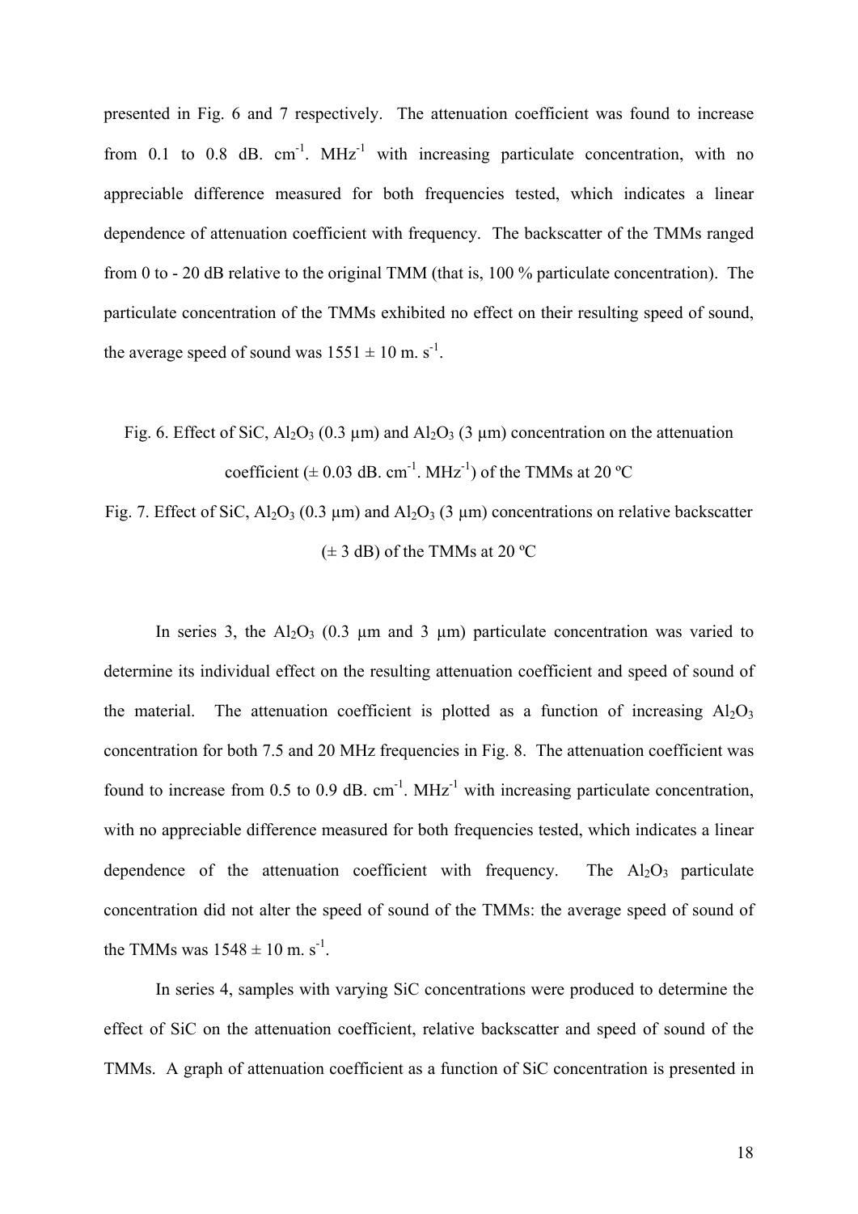presented in Fig. 6 and 7 respectively. The attenuation coefficient was found to increase from 0.1 to 0.8 dB. $cm^{-1}$. $MHz^{-1}$ with increasing particulate concentration, with no appreciable difference measured for both frequencies tested, which indicates a linear dependence of attenuation coefficient with frequency. The backscatter of the TMMs ranged from 0 to - 20 dB relative to the original TMM (that is, 100 % particulate concentration). The particulate concentration of the TMMs exhibited no effect on their resulting speed of sound, the average speed of sound was $1551 \pm 10$ m. $s^{-1}$.

Fig. 6. Effect of SiC, $Al_2O_3$ (0.3 μm) and $Al_2O_3$ (3 μm) concentration on the attenuation coefficient ($\pm$ 0.03 dB. $cm^{-1}$. $MHz^{-1}$) of the TMMs at 20 ºC

Fig. 7. Effect of SiC, $Al_2O_3$ (0.3 μm) and $Al_2O_3$ (3 μm) concentrations on relative backscatter ($\pm$ 3 dB) of the TMMs at 20 ºC

In series 3, the $Al_2O_3$ (0.3 μm and 3 μm) particulate concentration was varied to determine its individual effect on the resulting attenuation coefficient and speed of sound of the material. The attenuation coefficient is plotted as a function of increasing $Al_2O_3$ concentration for both 7.5 and 20 MHz frequencies in Fig. 8. The attenuation coefficient was found to increase from 0.5 to 0.9 dB. $cm^{-1}$. $MHz^{-1}$ with increasing particulate concentration, with no appreciable difference measured for both frequencies tested, which indicates a linear dependence of the attenuation coefficient with frequency. The $Al_2O_3$ particulate concentration did not alter the speed of sound of the TMMs: the average speed of sound of the TMMs was $1548 \pm 10$ m. $s^{-1}$.

In series 4, samples with varying SiC concentrations were produced to determine the effect of SiC on the attenuation coefficient, relative backscatter and speed of sound of the TMMs. A graph of attenuation coefficient as a function of SiC concentration is presented in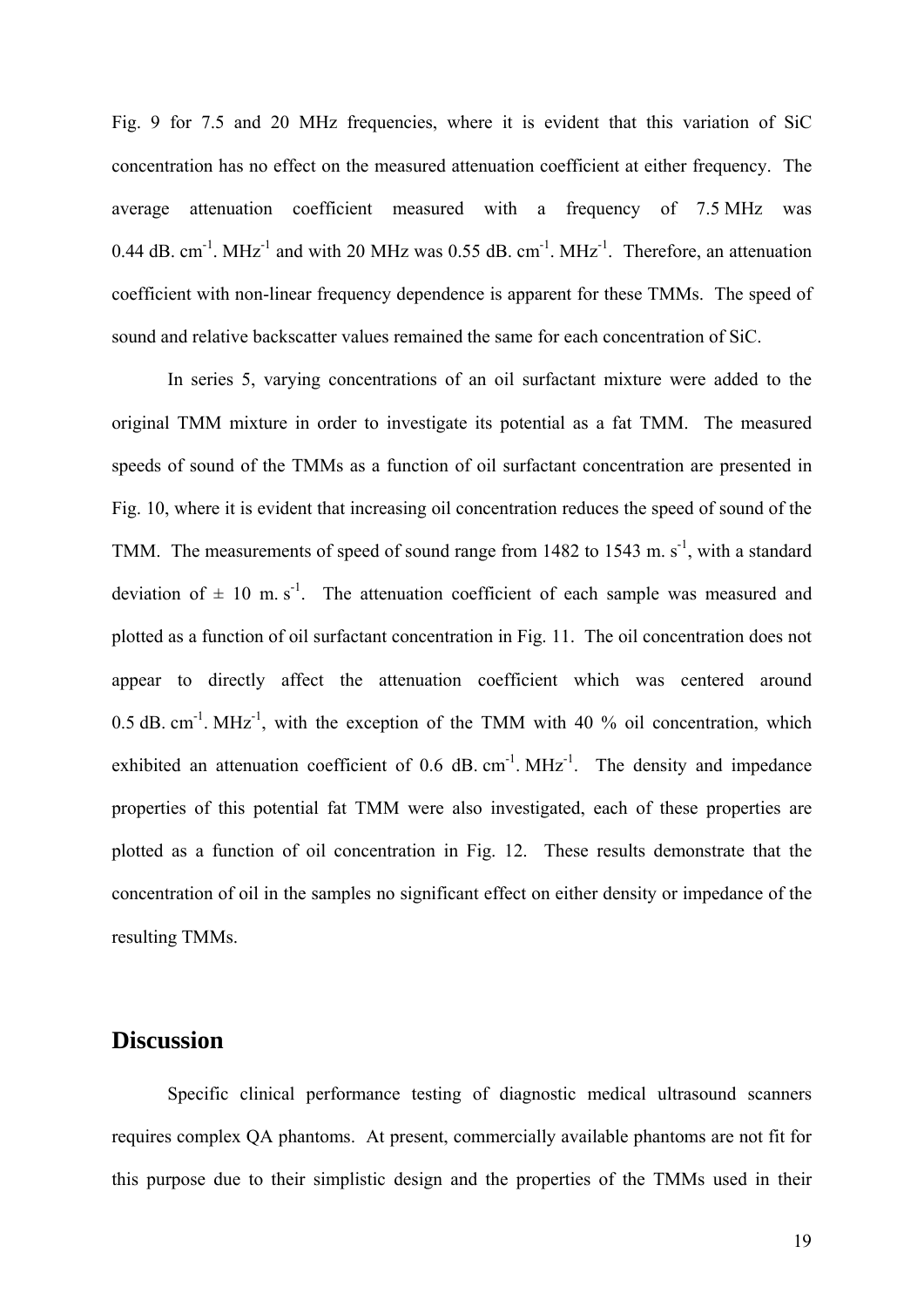Fig. 9 for 7.5 and 20 MHz frequencies, where it is evident that this variation of SiC concentration has no effect on the measured attenuation coefficient at either frequency. The average attenuation coefficient measured with a frequency of 7.5 MHz was 0.44 dB. $cm^{-1}$. $MHz^{-1}$ and with 20 MHz was 0.55 dB. $cm^{-1}$. $MHz^{-1}$. Therefore, an attenuation coefficient with non-linear frequency dependence is apparent for these TMMs. The speed of sound and relative backscatter values remained the same for each concentration of SiC.

In series 5, varying concentrations of an oil surfactant mixture were added to the original TMM mixture in order to investigate its potential as a fat TMM. The measured speeds of sound of the TMMs as a function of oil surfactant concentration are presented in Fig. 10, where it is evident that increasing oil concentration reduces the speed of sound of the TMM. The measurements of speed of sound range from 1482 to 1543 m. $s^{-1}$, with a standard deviation of ± 10 m. $s^{-1}$. The attenuation coefficient of each sample was measured and plotted as a function of oil surfactant concentration in Fig. 11. The oil concentration does not appear to directly affect the attenuation coefficient which was centered around 0.5 dB. $cm^{-1}$. $MHz^{-1}$, with the exception of the TMM with 40 % oil concentration, which exhibited an attenuation coefficient of 0.6 dB. $cm^{-1}$. $MHz^{-1}$. The density and impedance properties of this potential fat TMM were also investigated, each of these properties are plotted as a function of oil concentration in Fig. 12. These results demonstrate that the concentration of oil in the samples no significant effect on either density or impedance of the resulting TMMs.

## Discussion

Specific clinical performance testing of diagnostic medical ultrasound scanners requires complex QA phantoms. At present, commercially available phantoms are not fit for this purpose due to their simplistic design and the properties of the TMMs used in their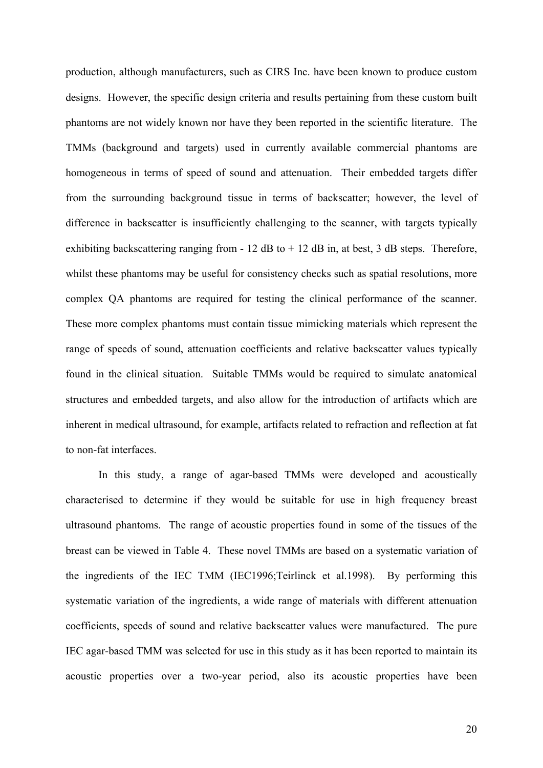production, although manufacturers, such as CIRS Inc. have been known to produce custom designs. However, the specific design criteria and results pertaining from these custom built phantoms are not widely known nor have they been reported in the scientific literature. The TMMs (background and targets) used in currently available commercial phantoms are homogeneous in terms of speed of sound and attenuation. Their embedded targets differ from the surrounding background tissue in terms of backscatter; however, the level of difference in backscatter is insufficiently challenging to the scanner, with targets typically exhibiting backscattering ranging from - 12 dB to + 12 dB in, at best, 3 dB steps. Therefore, whilst these phantoms may be useful for consistency checks such as spatial resolutions, more complex QA phantoms are required for testing the clinical performance of the scanner. These more complex phantoms must contain tissue mimicking materials which represent the range of speeds of sound, attenuation coefficients and relative backscatter values typically found in the clinical situation. Suitable TMMs would be required to simulate anatomical structures and embedded targets, and also allow for the introduction of artifacts which are inherent in medical ultrasound, for example, artifacts related to refraction and reflection at fat to non-fat interfaces.

In this study, a range of agar-based TMMs were developed and acoustically characterised to determine if they would be suitable for use in high frequency breast ultrasound phantoms. The range of acoustic properties found in some of the tissues of the breast can be viewed in Table 4. These novel TMMs are based on a systematic variation of the ingredients of the IEC TMM (IEC1996;Teirlinck et al.1998). By performing this systematic variation of the ingredients, a wide range of materials with different attenuation coefficients, speeds of sound and relative backscatter values were manufactured. The pure IEC agar-based TMM was selected for use in this study as it has been reported to maintain its acoustic properties over a two-year period, also its acoustic properties have been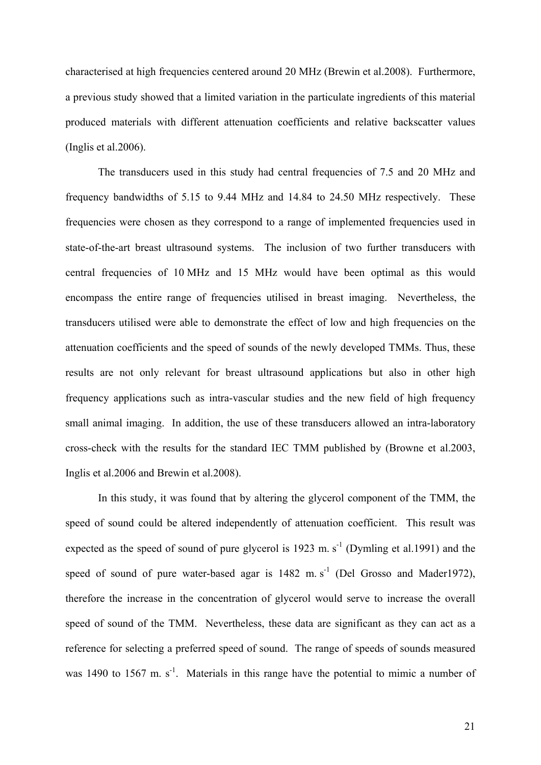characterised at high frequencies centered around 20 MHz (Brewin et al.2008). Furthermore, a previous study showed that a limited variation in the particulate ingredients of this material produced materials with different attenuation coefficients and relative backscatter values (Inglis et al.2006).

The transducers used in this study had central frequencies of 7.5 and 20 MHz and frequency bandwidths of 5.15 to 9.44 MHz and 14.84 to 24.50 MHz respectively. These frequencies were chosen as they correspond to a range of implemented frequencies used in state-of-the-art breast ultrasound systems. The inclusion of two further transducers with central frequencies of 10 MHz and 15 MHz would have been optimal as this would encompass the entire range of frequencies utilised in breast imaging. Nevertheless, the transducers utilised were able to demonstrate the effect of low and high frequencies on the attenuation coefficients and the speed of sounds of the newly developed TMMs. Thus, these results are not only relevant for breast ultrasound applications but also in other high frequency applications such as intra-vascular studies and the new field of high frequency small animal imaging. In addition, the use of these transducers allowed an intra-laboratory cross-check with the results for the standard IEC TMM published by (Browne et al.2003, Inglis et al.2006 and Brewin et al.2008).

In this study, it was found that by altering the glycerol component of the TMM, the speed of sound could be altered independently of attenuation coefficient. This result was expected as the speed of sound of pure glycerol is 1923 m. $s^{-1}$ (Dymling et al.1991) and the speed of sound of pure water-based agar is 1482 m. $s^{-1}$ (Del Grosso and Mader1972), therefore the increase in the concentration of glycerol would serve to increase the overall speed of sound of the TMM. Nevertheless, these data are significant as they can act as a reference for selecting a preferred speed of sound. The range of speeds of sounds measured was 1490 to 1567 m. $s^{-1}$. Materials in this range have the potential to mimic a number of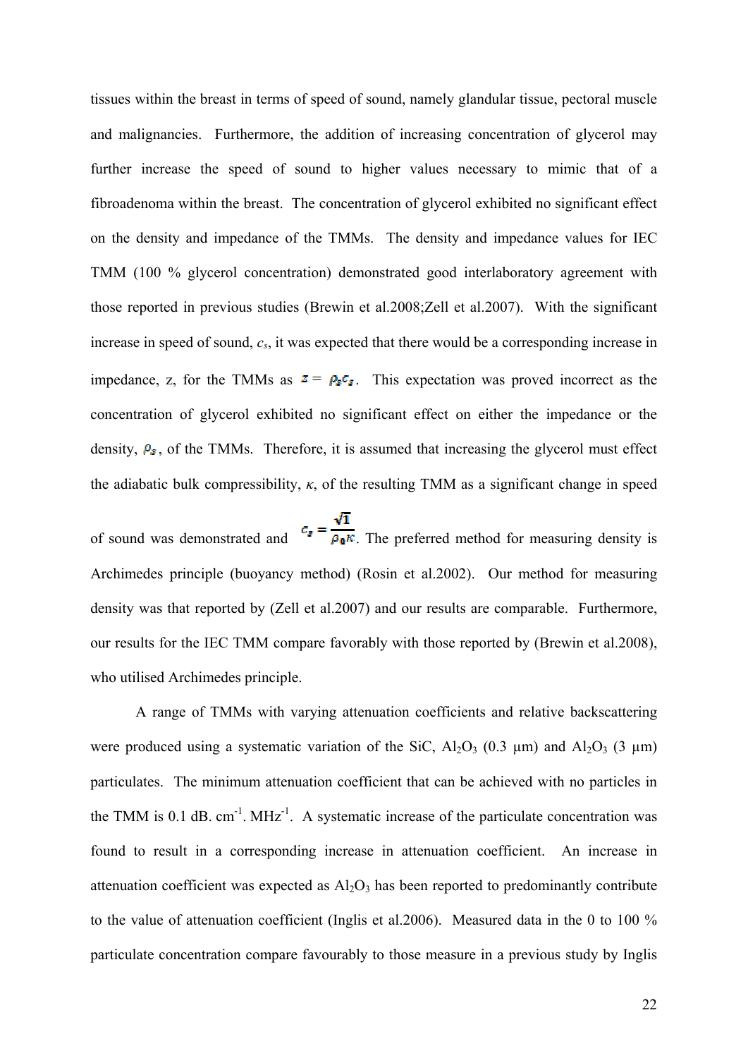tissues within the breast in terms of speed of sound, namely glandular tissue, pectoral muscle and malignancies. Furthermore, the addition of increasing concentration of glycerol may further increase the speed of sound to higher values necessary to mimic that of a fibroadenoma within the breast. The concentration of glycerol exhibited no significant effect on the density and impedance of the TMMs. The density and impedance values for IEC TMM (100 % glycerol concentration) demonstrated good interlaboratory agreement with those reported in previous studies (Brewin et al.2008;Zell et al.2007). With the significant increase in speed of sound, $c_s$, it was expected that there would be a corresponding increase in impedance, z, for the TMMs as $z = \rho_s c_s$. This expectation was proved incorrect as the concentration of glycerol exhibited no significant effect on either the impedance or the density, $\rho_s$, of the TMMs. Therefore, it is assumed that increasing the glycerol must effect the adiabatic bulk compressibility, $\kappa$, of the resulting TMM as a significant change in speed of sound was demonstrated and $c_s = \frac{\sqrt{1}}{\rho_0 \kappa}$. The preferred method for measuring density is Archimedes principle (buoyancy method) (Rosin et al.2002). Our method for measuring density was that reported by (Zell et al.2007) and our results are comparable. Furthermore, our results for the IEC TMM compare favorably with those reported by (Brewin et al.2008), who utilised Archimedes principle.

A range of TMMs with varying attenuation coefficients and relative backscattering were produced using a systematic variation of the SiC, $Al_2O_3$ (0.3 μm) and $Al_2O_3$ (3 μm) particulates. The minimum attenuation coefficient that can be achieved with no particles in the TMM is 0.1 dB. cm$^{-1}$. MHz$^{-1}$. A systematic increase of the particulate concentration was found to result in a corresponding increase in attenuation coefficient. An increase in attenuation coefficient was expected as $Al_2O_3$ has been reported to predominantly contribute to the value of attenuation coefficient (Inglis et al.2006). Measured data in the 0 to 100 % particulate concentration compare favourably to those measure in a previous study by Inglis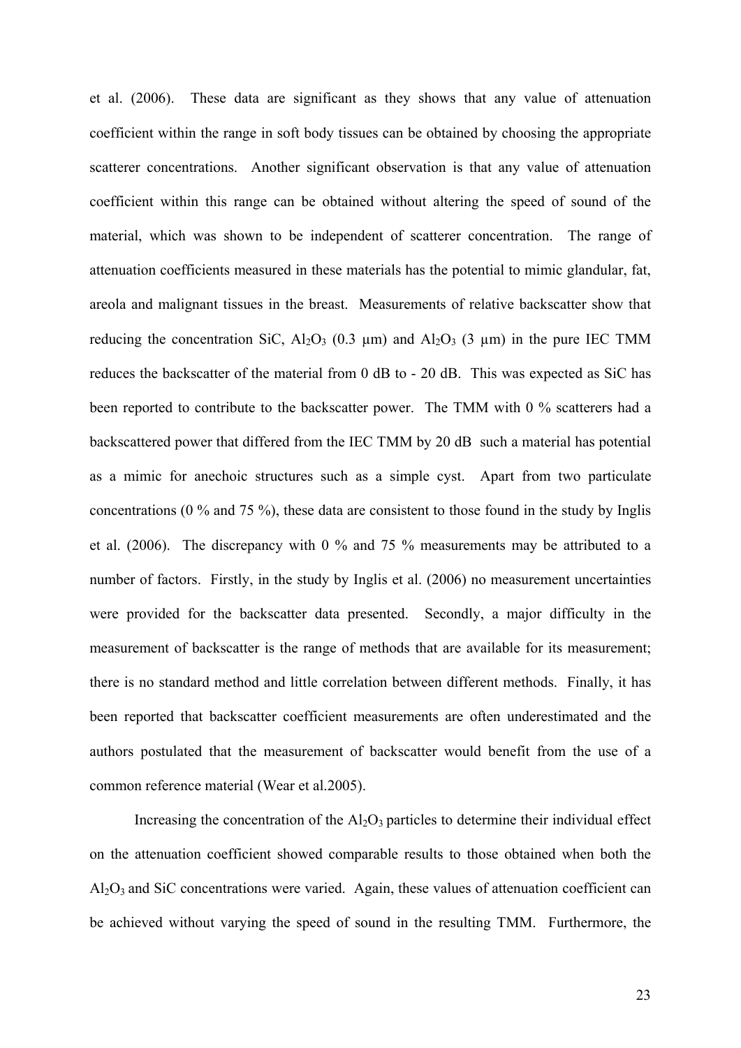et al. (2006). These data are significant as they shows that any value of attenuation coefficient within the range in soft body tissues can be obtained by choosing the appropriate scatterer concentrations. Another significant observation is that any value of attenuation coefficient within this range can be obtained without altering the speed of sound of the material, which was shown to be independent of scatterer concentration. The range of attenuation coefficients measured in these materials has the potential to mimic glandular, fat, areola and malignant tissues in the breast. Measurements of relative backscatter show that reducing the concentration SiC, $Al_2O_3$ (0.3 μm) and $Al_2O_3$ (3 μm) in the pure IEC TMM reduces the backscatter of the material from 0 dB to - 20 dB. This was expected as SiC has been reported to contribute to the backscatter power. The TMM with 0 % scatterers had a backscattered power that differed from the IEC TMM by 20 dB such a material has potential as a mimic for anechoic structures such as a simple cyst. Apart from two particulate concentrations (0 % and 75 %), these data are consistent to those found in the study by Inglis et al. (2006). The discrepancy with 0 % and 75 % measurements may be attributed to a number of factors. Firstly, in the study by Inglis et al. (2006) no measurement uncertainties were provided for the backscatter data presented. Secondly, a major difficulty in the measurement of backscatter is the range of methods that are available for its measurement; there is no standard method and little correlation between different methods. Finally, it has been reported that backscatter coefficient measurements are often underestimated and the authors postulated that the measurement of backscatter would benefit from the use of a common reference material (Wear et al.2005).

Increasing the concentration of the $Al_2O_3$ particles to determine their individual effect on the attenuation coefficient showed comparable results to those obtained when both the $Al_2O_3$ and SiC concentrations were varied. Again, these values of attenuation coefficient can be achieved without varying the speed of sound in the resulting TMM. Furthermore, the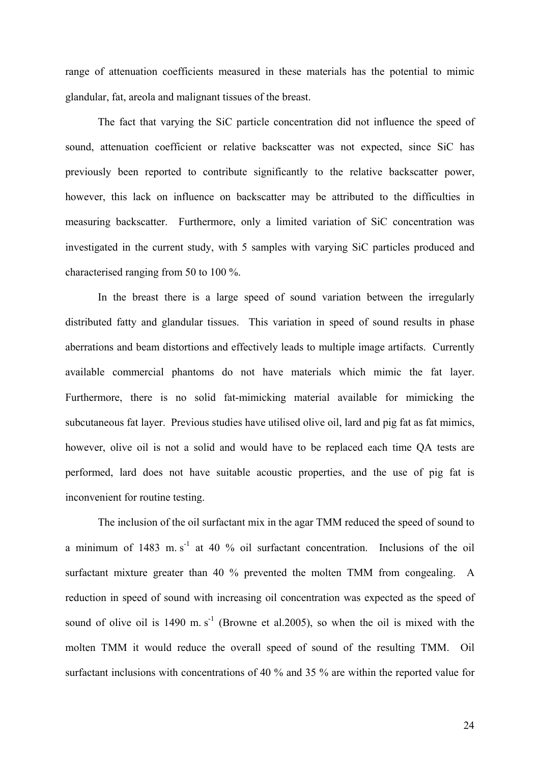range of attenuation coefficients measured in these materials has the potential to mimic glandular, fat, areola and malignant tissues of the breast.

The fact that varying the SiC particle concentration did not influence the speed of sound, attenuation coefficient or relative backscatter was not expected, since SiC has previously been reported to contribute significantly to the relative backscatter power, however, this lack on influence on backscatter may be attributed to the difficulties in measuring backscatter. Furthermore, only a limited variation of SiC concentration was investigated in the current study, with 5 samples with varying SiC particles produced and characterised ranging from 50 to 100 %.

In the breast there is a large speed of sound variation between the irregularly distributed fatty and glandular tissues. This variation in speed of sound results in phase aberrations and beam distortions and effectively leads to multiple image artifacts. Currently available commercial phantoms do not have materials which mimic the fat layer. Furthermore, there is no solid fat-mimicking material available for mimicking the subcutaneous fat layer. Previous studies have utilised olive oil, lard and pig fat as fat mimics, however, olive oil is not a solid and would have to be replaced each time QA tests are performed, lard does not have suitable acoustic properties, and the use of pig fat is inconvenient for routine testing.

The inclusion of the oil surfactant mix in the agar TMM reduced the speed of sound to a minimum of 1483 m. $s^{-1}$ at 40 % oil surfactant concentration. Inclusions of the oil surfactant mixture greater than 40 % prevented the molten TMM from congealing. A reduction in speed of sound with increasing oil concentration was expected as the speed of sound of olive oil is 1490 m. $s^{-1}$ (Browne et al.2005), so when the oil is mixed with the molten TMM it would reduce the overall speed of sound of the resulting TMM. Oil surfactant inclusions with concentrations of 40 % and 35 % are within the reported value for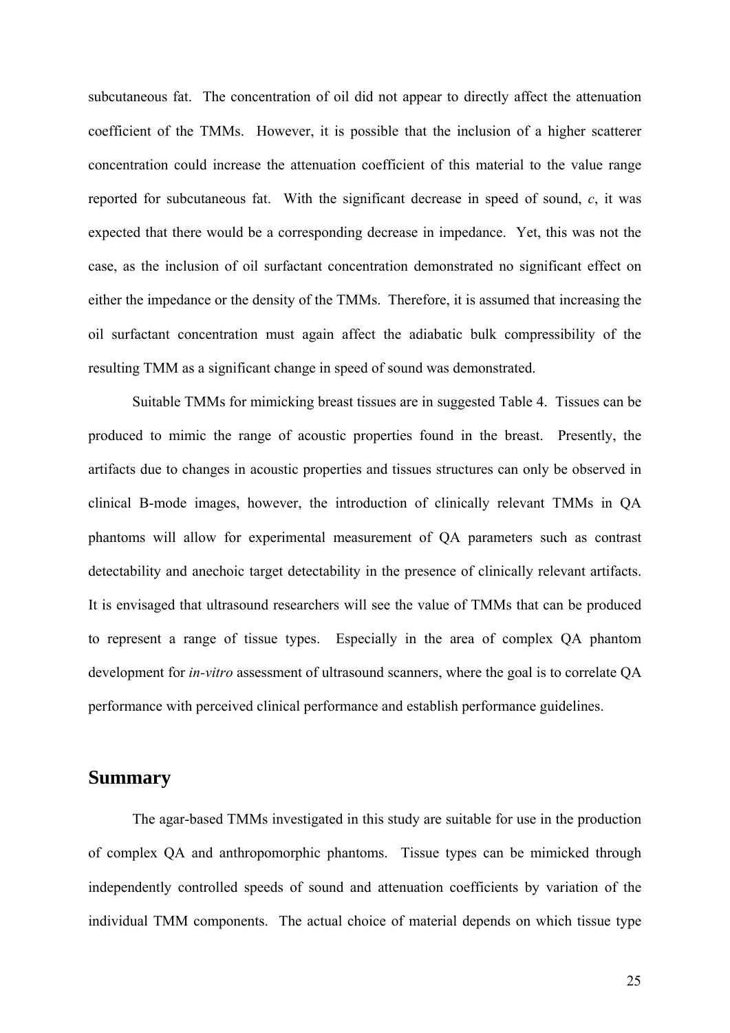subcutaneous fat. The concentration of oil did not appear to directly affect the attenuation coefficient of the TMMs. However, it is possible that the inclusion of a higher scatterer concentration could increase the attenuation coefficient of this material to the value range reported for subcutaneous fat. With the significant decrease in speed of sound, $c$, it was expected that there would be a corresponding decrease in impedance. Yet, this was not the case, as the inclusion of oil surfactant concentration demonstrated no significant effect on either the impedance or the density of the TMMs. Therefore, it is assumed that increasing the oil surfactant concentration must again affect the adiabatic bulk compressibility of the resulting TMM as a significant change in speed of sound was demonstrated.

Suitable TMMs for mimicking breast tissues are in suggested Table 4. Tissues can be produced to mimic the range of acoustic properties found in the breast. Presently, the artifacts due to changes in acoustic properties and tissues structures can only be observed in clinical B-mode images, however, the introduction of clinically relevant TMMs in QA phantoms will allow for experimental measurement of QA parameters such as contrast detectability and anechoic target detectability in the presence of clinically relevant artifacts. It is envisaged that ultrasound researchers will see the value of TMMs that can be produced to represent a range of tissue types. Especially in the area of complex QA phantom development for *in-vitro* assessment of ultrasound scanners, where the goal is to correlate QA performance with perceived clinical performance and establish performance guidelines.

## Summary

The agar-based TMMs investigated in this study are suitable for use in the production of complex QA and anthropomorphic phantoms. Tissue types can be mimicked through independently controlled speeds of sound and attenuation coefficients by variation of the individual TMM components. The actual choice of material depends on which tissue type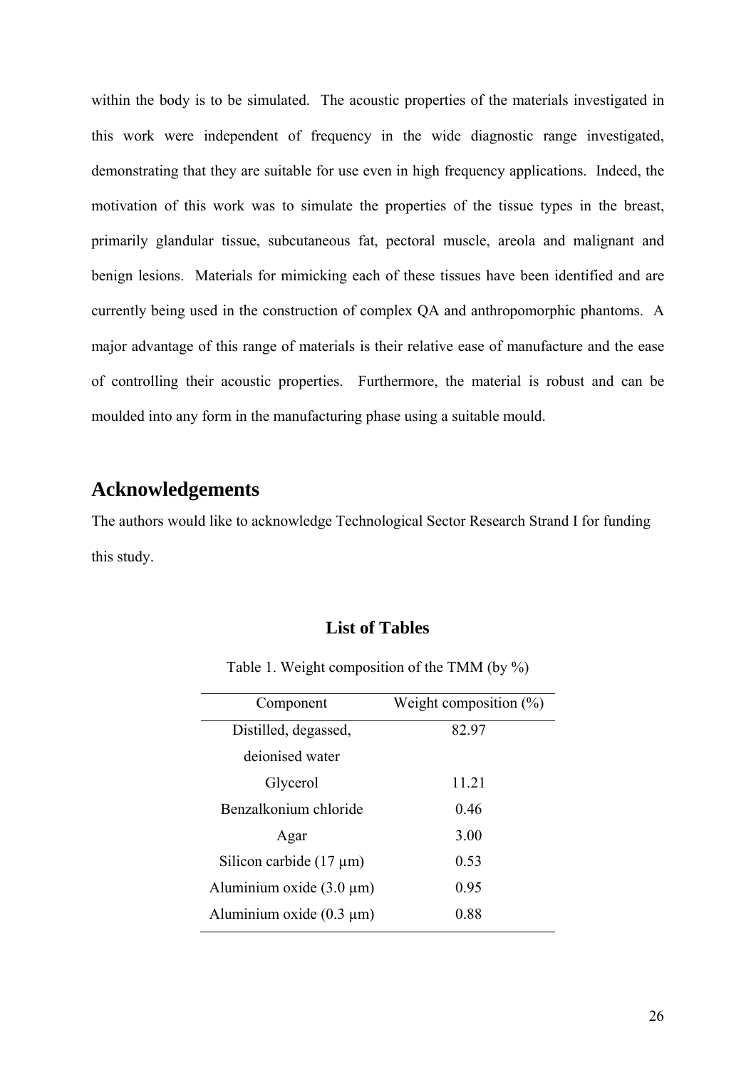within the body is to be simulated. The acoustic properties of the materials investigated in this work were independent of frequency in the wide diagnostic range investigated, demonstrating that they are suitable for use even in high frequency applications. Indeed, the motivation of this work was to simulate the properties of the tissue types in the breast, primarily glandular tissue, subcutaneous fat, pectoral muscle, areola and malignant and benign lesions. Materials for mimicking each of these tissues have been identified and are currently being used in the construction of complex QA and anthropomorphic phantoms. A major advantage of this range of materials is their relative ease of manufacture and the ease of controlling their acoustic properties. Furthermore, the material is robust and can be moulded into any form in the manufacturing phase using a suitable mould.

## Acknowledgements

The authors would like to acknowledge Technological Sector Research Strand I for funding this study.

### List of Tables

Table 1. Weight composition of the TMM (by %)

| Component | Weight composition (%) |
|---|---|
| Distilled, degassed, deionised water | 82.97 |
| Glycerol | 11.21 |
| Benzalkonium chloride | 0.46 |
| Agar | 3.00 |
| Silicon carbide (17 μm) | 0.53 |
| Aluminium oxide (3.0 μm) | 0.95 |
| Aluminium oxide (0.3 μm) | 0.88 |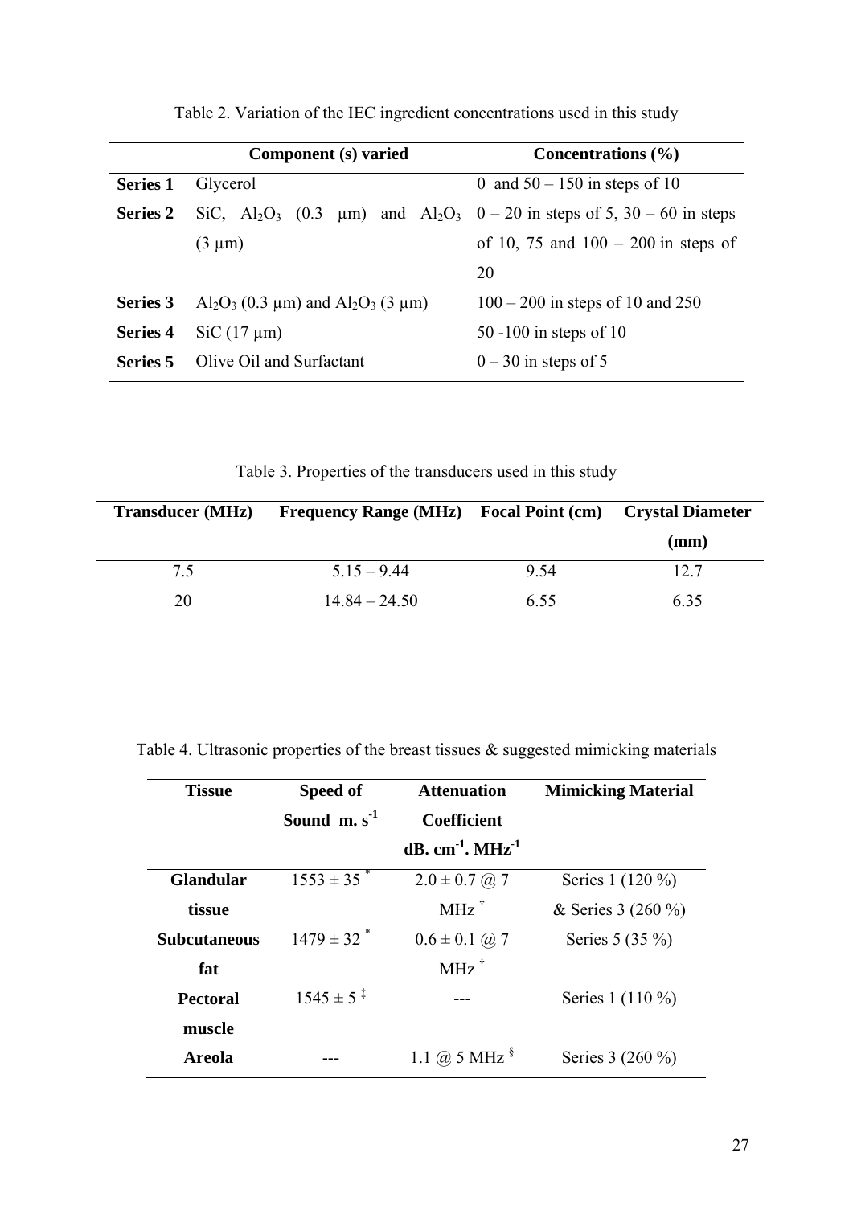Table 2. Variation of the IEC ingredient concentrations used in this study

| | Component (s) varied | Concentrations (%) |
|---|---|---|
| **Series 1** | Glycerol | 0 and 50 – 150 in steps of 10 |
| **Series 2** | SiC, $Al_2O_3$ (0.3 μm) and $Al_2O_3$ (3 μm) | 0 – 20 in steps of 5, 30 – 60 in steps of 10, 75 and 100 – 200 in steps of 20 |
| **Series 3** | $Al_2O_3$ (0.3 μm) and $Al_2O_3$ (3 μm) | 100 – 200 in steps of 10 and 250 |
| **Series 4** | SiC (17 μm) | 50 -100 in steps of 10 |
| **Series 5** | Olive Oil and Surfactant | 0 – 30 in steps of 5 |

Table 3. Properties of the transducers used in this study

| Transducer (MHz) | Frequency Range (MHz) | Focal Point (cm) | Crystal Diameter (mm) |
|---|---|---|---|
| 7.5 | 5.15 – 9.44 | 9.54 | 12.7 |
| 20 | 14.84 – 24.50 | 6.55 | 6.35 |

Table 4. Ultrasonic properties of the breast tissues & suggested mimicking materials

| Tissue | Speed of Sound $m.\ s^{-1}$ | Attenuation Coefficient $dB.\ cm^{-1}.\ MHz^{-1}$ | Mimicking Material |
|---|---|---|---|
| **Glandular tissue** | 1553 ± 35 [*] | 2.0 ± 0.7 @ 7 MHz [†] | Series 1 (120 %) & Series 3 (260 %) |
| **Subcutaneous fat** | 1479 ± 32 [*] | 0.6 ± 0.1 @ 7 MHz [†] | Series 5 (35 %) |
| **Pectoral muscle** | 1545 ± 5 [‡] | --- | Series 1 (110 %) |
| **Areola** | --- | 1.1 @ 5 MHz [§] | Series 3 (260 %) |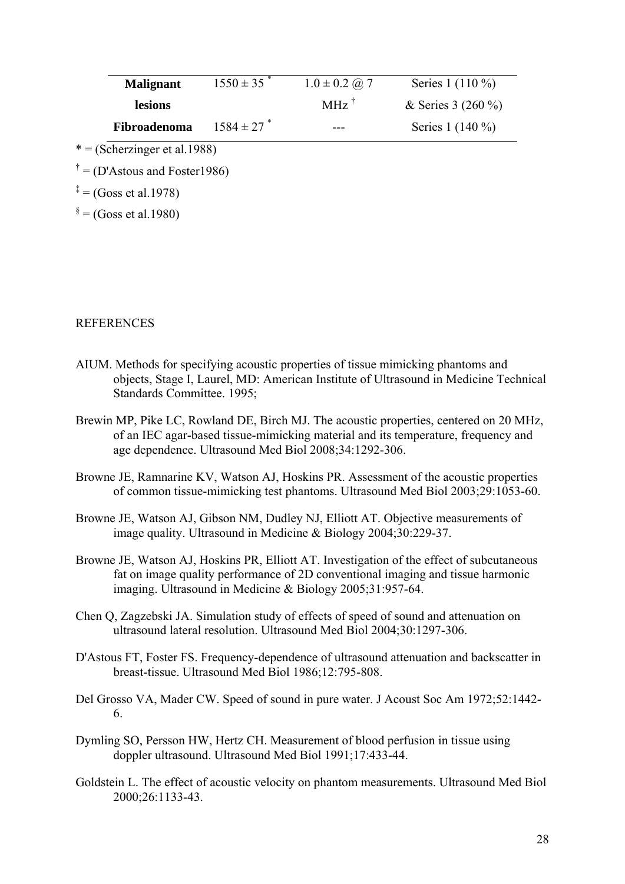| | | | |
|---|---|---|---|
| **Malignant lesions** | $1550 \pm 35$ * | $1.0 \pm 0.2$ @ 7 MHz † | Series 1 (110 %) & Series 3 (260 %) |
| **Fibroadenoma** | $1584 \pm 27$ * | --- | Series 1 (140 %) |

* = (Scherzinger et al.1988)

† = (D'Astous and Foster1986)

‡ = (Goss et al.1978)

§ = (Goss et al.1980)

REFERENCES

AIUM. Methods for specifying acoustic properties of tissue mimicking phantoms and objects, Stage I, Laurel, MD: American Institute of Ultrasound in Medicine Technical Standards Committee. 1995;

Brewin MP, Pike LC, Rowland DE, Birch MJ. The acoustic properties, centered on 20 MHz, of an IEC agar-based tissue-mimicking material and its temperature, frequency and age dependence. Ultrasound Med Biol 2008;34:1292-306.

Browne JE, Ramnarine KV, Watson AJ, Hoskins PR. Assessment of the acoustic properties of common tissue-mimicking test phantoms. Ultrasound Med Biol 2003;29:1053-60.

Browne JE, Watson AJ, Gibson NM, Dudley NJ, Elliott AT. Objective measurements of image quality. Ultrasound in Medicine & Biology 2004;30:229-37.

Browne JE, Watson AJ, Hoskins PR, Elliott AT. Investigation of the effect of subcutaneous fat on image quality performance of 2D conventional imaging and tissue harmonic imaging. Ultrasound in Medicine & Biology 2005;31:957-64.

Chen Q, Zagzebski JA. Simulation study of effects of speed of sound and attenuation on ultrasound lateral resolution. Ultrasound Med Biol 2004;30:1297-306.

D'Astous FT, Foster FS. Frequency-dependence of ultrasound attenuation and backscatter in breast-tissue. Ultrasound Med Biol 1986;12:795-808.

Del Grosso VA, Mader CW. Speed of sound in pure water. J Acoust Soc Am 1972;52:1442-6.

Dymling SO, Persson HW, Hertz CH. Measurement of blood perfusion in tissue using doppler ultrasound. Ultrasound Med Biol 1991;17:433-44.

Goldstein L. The effect of acoustic velocity on phantom measurements. Ultrasound Med Biol 2000;26:1133-43.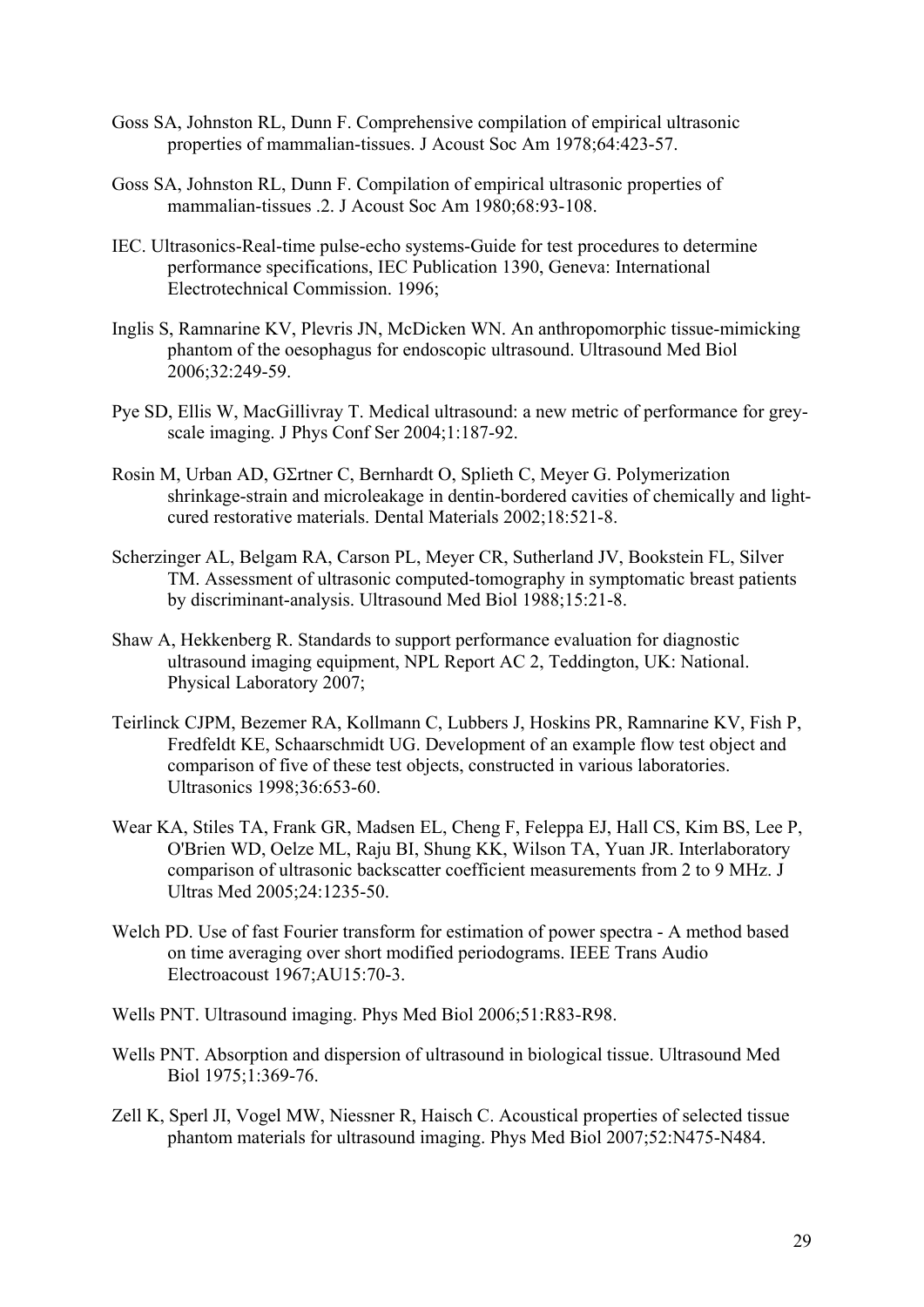Goss SA, Johnston RL, Dunn F. Comprehensive compilation of empirical ultrasonic properties of mammalian-tissues. J Acoust Soc Am 1978;64:423-57.

Goss SA, Johnston RL, Dunn F. Compilation of empirical ultrasonic properties of mammalian-tissues .2. J Acoust Soc Am 1980;68:93-108.

IEC. Ultrasonics-Real-time pulse-echo systems-Guide for test procedures to determine performance specifications, IEC Publication 1390, Geneva: International Electrotechnical Commission. 1996;

Inglis S, Ramnarine KV, Plevris JN, McDicken WN. An anthropomorphic tissue-mimicking phantom of the oesophagus for endoscopic ultrasound. Ultrasound Med Biol 2006;32:249-59.

Pye SD, Ellis W, MacGillivray T. Medical ultrasound: a new metric of performance for grey-scale imaging. J Phys Conf Ser 2004;1:187-92.

Rosin M, Urban AD, GΣrtner C, Bernhardt O, Splieth C, Meyer G. Polymerization shrinkage-strain and microleakage in dentin-bordered cavities of chemically and light-cured restorative materials. Dental Materials 2002;18:521-8.

Scherzinger AL, Belgam RA, Carson PL, Meyer CR, Sutherland JV, Bookstein FL, Silver TM. Assessment of ultrasonic computed-tomography in symptomatic breast patients by discriminant-analysis. Ultrasound Med Biol 1988;15:21-8.

Shaw A, Hekkenberg R. Standards to support performance evaluation for diagnostic ultrasound imaging equipment, NPL Report AC 2, Teddington, UK: National. Physical Laboratory 2007;

Teirlinck CJPM, Bezemer RA, Kollmann C, Lubbers J, Hoskins PR, Ramnarine KV, Fish P, Fredfeldt KE, Schaarschmidt UG. Development of an example flow test object and comparison of five of these test objects, constructed in various laboratories. Ultrasonics 1998;36:653-60.

Wear KA, Stiles TA, Frank GR, Madsen EL, Cheng F, Feleppa EJ, Hall CS, Kim BS, Lee P, O'Brien WD, Oelze ML, Raju BI, Shung KK, Wilson TA, Yuan JR. Interlaboratory comparison of ultrasonic backscatter coefficient measurements from 2 to 9 MHz. J Ultras Med 2005;24:1235-50.

Welch PD. Use of fast Fourier transform for estimation of power spectra - A method based on time averaging over short modified periodograms. IEEE Trans Audio Electroacoust 1967;AU15:70-3.

Wells PNT. Ultrasound imaging. Phys Med Biol 2006;51:R83-R98.

Wells PNT. Absorption and dispersion of ultrasound in biological tissue. Ultrasound Med Biol 1975;1:369-76.

Zell K, Sperl JI, Vogel MW, Niessner R, Haisch C. Acoustical properties of selected tissue phantom materials for ultrasound imaging. Phys Med Biol 2007;52:N475-N484.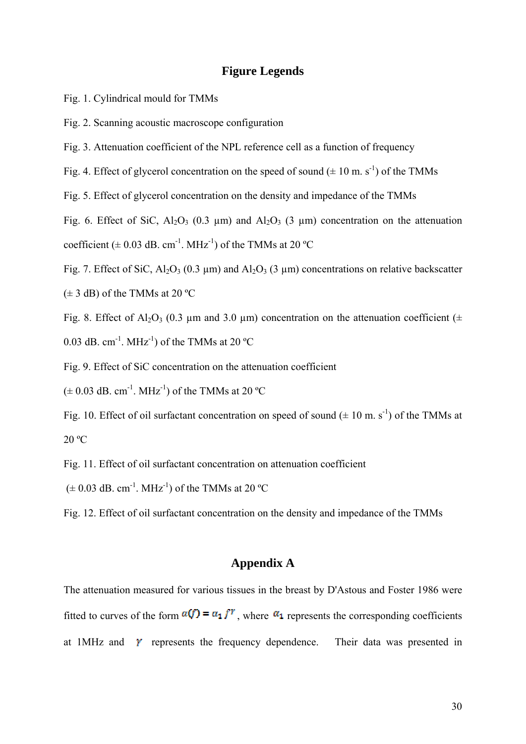## Figure Legends

Fig. 1. Cylindrical mould for TMMs

Fig. 2. Scanning acoustic macroscope configuration

Fig. 3. Attenuation coefficient of the NPL reference cell as a function of frequency

Fig. 4. Effect of glycerol concentration on the speed of sound ($\pm$ 10 m. s$^{-1}$) of the TMMs

Fig. 5. Effect of glycerol concentration on the density and impedance of the TMMs

Fig. 6. Effect of SiC, $Al_2O_3$ (0.3 µm) and $Al_2O_3$ (3 µm) concentration on the attenuation coefficient ($\pm$ 0.03 dB. cm$^{-1}$. MHz$^{-1}$) of the TMMs at 20 ºC

Fig. 7. Effect of SiC, $Al_2O_3$ (0.3 µm) and $Al_2O_3$ (3 µm) concentrations on relative backscatter ($\pm$ 3 dB) of the TMMs at 20 ºC

Fig. 8. Effect of $Al_2O_3$ (0.3 µm and 3.0 µm) concentration on the attenuation coefficient ($\pm$ 0.03 dB. cm$^{-1}$. MHz$^{-1}$) of the TMMs at 20 ºC

Fig. 9. Effect of SiC concentration on the attenuation coefficient ($\pm$ 0.03 dB. cm$^{-1}$. MHz$^{-1}$) of the TMMs at 20 ºC

Fig. 10. Effect of oil surfactant concentration on speed of sound ($\pm$ 10 m. s$^{-1}$) of the TMMs at 20 ºC

Fig. 11. Effect of oil surfactant concentration on attenuation coefficient ($\pm$ 0.03 dB. cm$^{-1}$. MHz$^{-1}$) of the TMMs at 20 ºC

Fig. 12. Effect of oil surfactant concentration on the density and impedance of the TMMs

## Appendix A

The attenuation measured for various tissues in the breast by D'Astous and Foster 1986 were fitted to curves of the form $\alpha(f) = \alpha_1 f^{\gamma}$, where $\alpha_1$ represents the corresponding coefficients at 1MHz and $\gamma$ represents the frequency dependence. Their data was presented in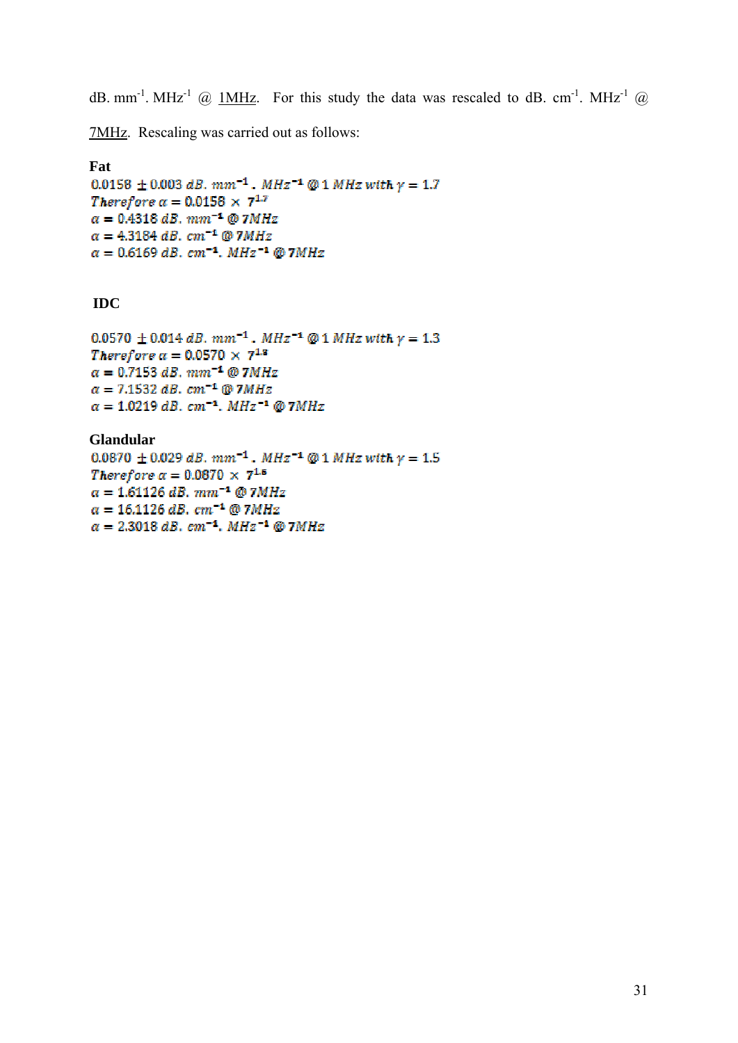dB. $mm^{-1}$. $MHz^{-1}$ @ 1MHz. For this study the data was rescaled to dB. $cm^{-1}$. $MHz^{-1}$ @ 7MHz. Rescaling was carried out as follows:

**Fat**

$0.0158 \pm 0.003\ dB.\ mm^{-1}.\ MHz^{-1}$ @ $1\ MHz\ with\ \gamma = 1.7$

$Therefore\ \alpha = 0.0158 \times 7^{1.7}$

$\alpha = 0.4318\ dB.\ mm^{-1}$ @ $7MHz$

$\alpha = 4.3184\ dB.\ cm^{-1}$ @ $7MHz$

$\alpha = 0.6169\ dB.\ cm^{-1}.\ MHz^{-1}$ @ $7MHz$

**IDC**

$0.0570 \pm 0.014\ dB.\ mm^{-1}.\ MHz^{-1}$ @ $1\ MHz\ with\ \gamma = 1.3$

$Therefore\ \alpha = 0.0570 \times 7^{1.3}$

$\alpha = 0.7153\ dB.\ mm^{-1}$ @ $7MHz$

$\alpha = 7.1532\ dB.\ cm^{-1}$ @ $7MHz$

$\alpha = 1.0219\ dB.\ cm^{-1}.\ MHz^{-1}$ @ $7MHz$

**Glandular**

$0.0870 \pm 0.029\ dB.\ mm^{-1}.\ MHz^{-1}$ @ $1\ MHz\ with\ \gamma = 1.5$

$Therefore\ \alpha = 0.0870 \times 7^{1.5}$

$\alpha = 1.61126\ dB.\ mm^{-1}$ @ $7MHz$

$\alpha = 16.1126\ dB.\ cm^{-1}$ @ $7MHz$

$\alpha = 2.3018\ dB.\ cm^{-1}.\ MHz^{-1}$ @ $7MHz$